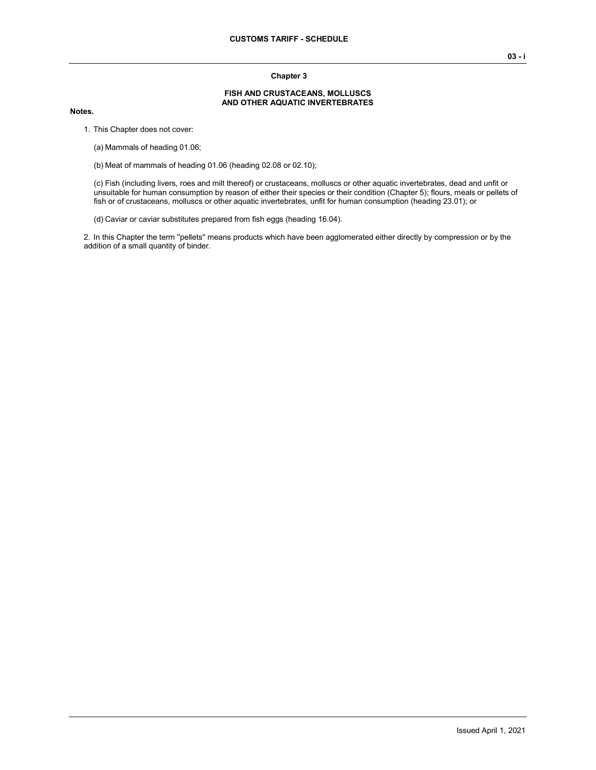# Chapter 3

## FISH AND CRUSTACEANS, MOLLUSCS AND OTHER AQUATIC INVERTEBRATES

**Notes.**

1. This Chapter does not cover:

   (a) Mammals of heading 01.06;

   (b) Meat of mammals of heading 01.06 (heading 02.08 or 02.10);

   (c) Fish (including livers, roes and milt thereof) or crustaceans, molluscs or other aquatic invertebrates, dead and unfit or unsuitable for human consumption by reason of either their species or their condition (Chapter 5); flours, meals or pellets of fish or of crustaceans, molluscs or other aquatic invertebrates, unfit for human consumption (heading 23.01); or

   (d) Caviar or caviar substitutes prepared from fish eggs (heading 16.04).

2. In this Chapter the term "pellets" means products which have been agglomerated either directly by compression or by the addition of a small quantity of binder.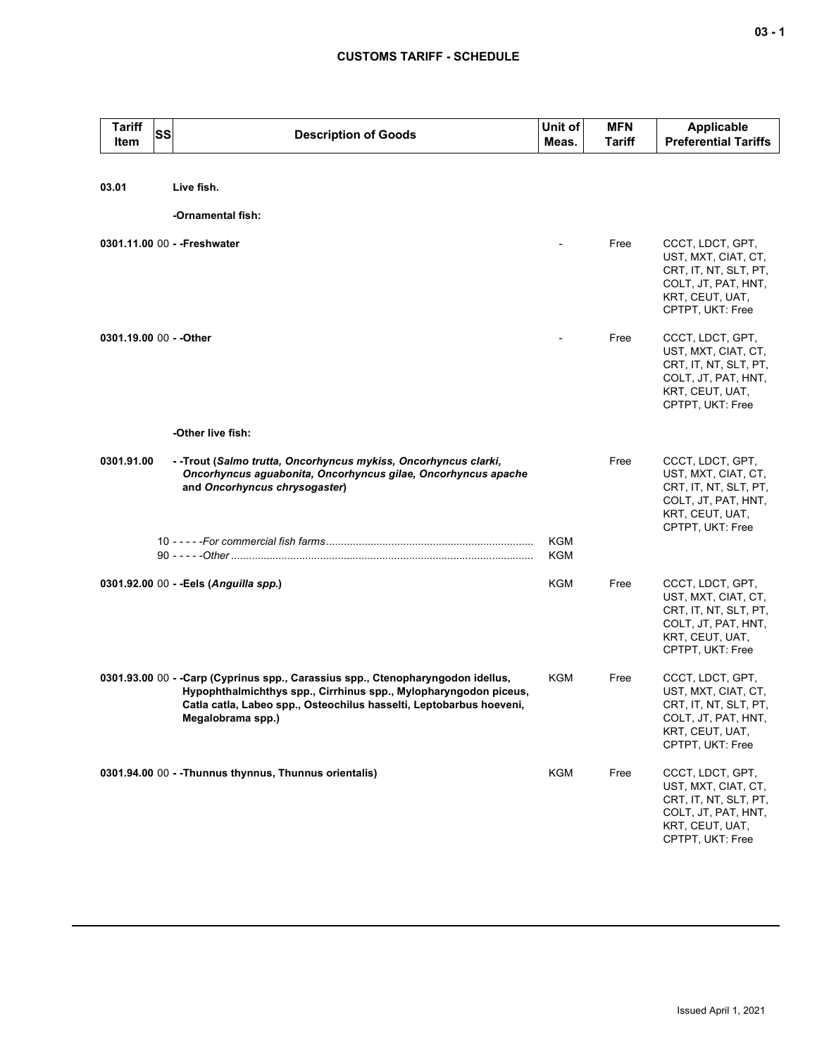# CUSTOMS TARIFF - SCHEDULE

| Tariff Item | SS | Description of Goods | Unit of Meas. | MFN Tariff | Applicable Preferential Tariffs |
|---|---|---|---|---|---|
| **03.01** | | **Live fish.** | | | |
| | | **-Ornamental fish:** | | | |
| **0301.11.00** | 00 | **- -Freshwater** | - | Free | CCCT, LDCT, GPT, UST, MXT, CIAT, CT, CRT, IT, NT, SLT, PT, COLT, JT, PAT, HNT, KRT, CEUT, UAT, CPTPT, UKT: Free |
| **0301.19.00** | 00 | **- -Other** | - | Free | CCCT, LDCT, GPT, UST, MXT, CIAT, CT, CRT, IT, NT, SLT, PT, COLT, JT, PAT, HNT, KRT, CEUT, UAT, CPTPT, UKT: Free |
| | | **-Other live fish:** | | | |
| **0301.91.00** | | **- -Trout (*Salmo trutta, Oncorhyncus mykiss, Oncorhyncus clarki, Oncorhyncus aguabonita, Oncorhyncus gilae, Oncorhyncus apache* and *Oncorhyncus chrysogaster*)** | | Free | CCCT, LDCT, GPT, UST, MXT, CIAT, CT, CRT, IT, NT, SLT, PT, COLT, JT, PAT, HNT, KRT, CEUT, UAT, CPTPT, UKT: Free |
| | 10 | - - - - -*For commercial fish farms* | KGM | | |
| | 90 | - - - - -*Other* | KGM | | |
| **0301.92.00** | 00 | **- -Eels (*Anguilla spp.*)** | KGM | Free | CCCT, LDCT, GPT, UST, MXT, CIAT, CT, CRT, IT, NT, SLT, PT, COLT, JT, PAT, HNT, KRT, CEUT, UAT, CPTPT, UKT: Free |
| **0301.93.00** | 00 | **- -Carp (Cyprinus spp., Carassius spp., Ctenopharyngodon idellus, Hypophthalmichthys spp., Cirrhinus spp., Mylopharyngodon piceus, Catla catla, Labeo spp., Osteochilus hasselti, Leptobarbus hoeveni, Megalobrama spp.)** | KGM | Free | CCCT, LDCT, GPT, UST, MXT, CIAT, CT, CRT, IT, NT, SLT, PT, COLT, JT, PAT, HNT, KRT, CEUT, UAT, CPTPT, UKT: Free |
| **0301.94.00** | 00 | **- -Thunnus thynnus, Thunnus orientalis)** | KGM | Free | CCCT, LDCT, GPT, UST, MXT, CIAT, CT, CRT, IT, NT, SLT, PT, COLT, JT, PAT, HNT, KRT, CEUT, UAT, CPTPT, UKT: Free |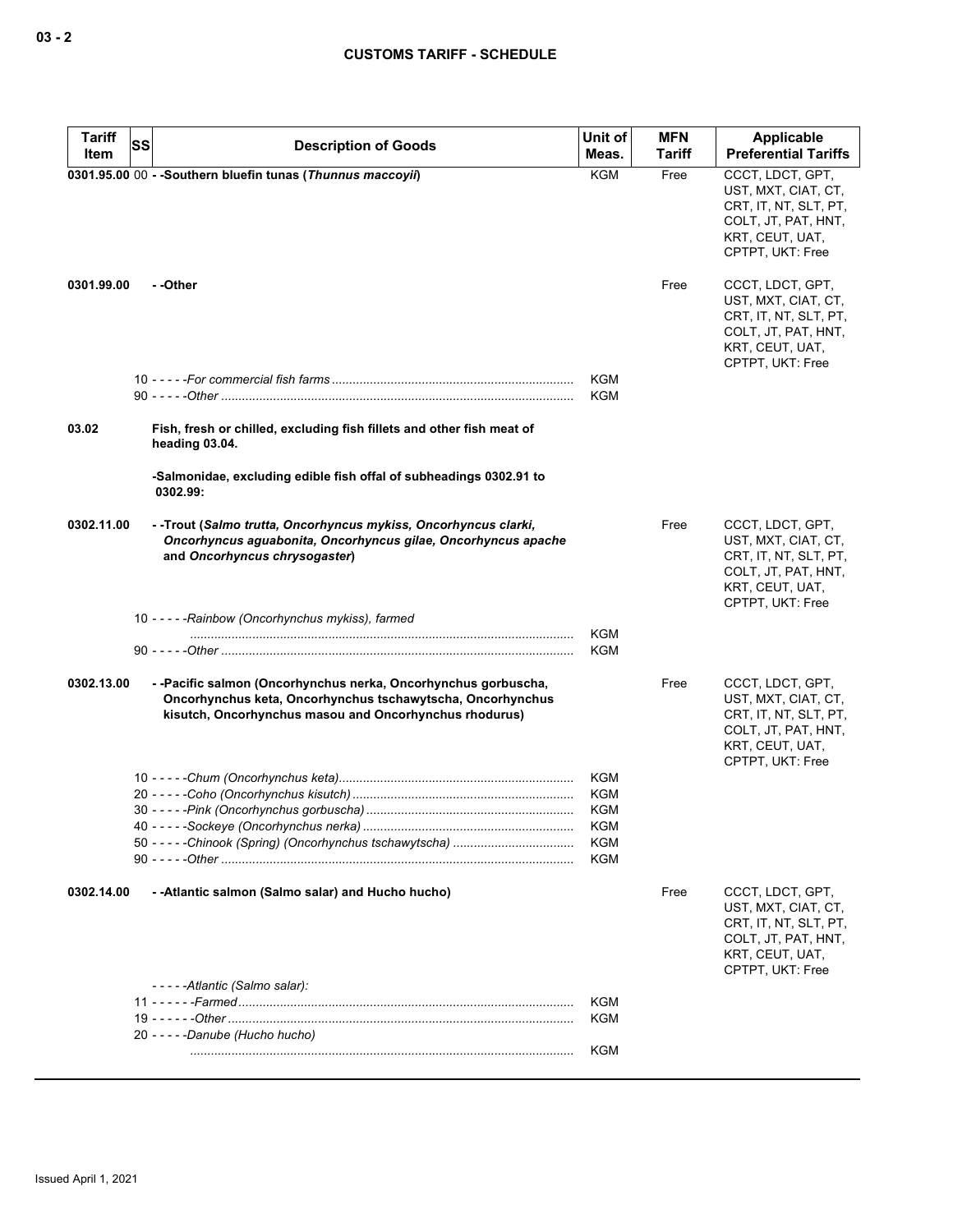| Tariff Item | SS | Description of Goods | Unit of Meas. | MFN Tariff | Applicable Preferential Tariffs |
|---|---|---|---|---|---|
| 0301.95.00 | 00 | **- -Southern bluefin tunas (*Thunnus maccoyii*)** | KGM | Free | CCCT, LDCT, GPT, UST, MXT, CIAT, CT, CRT, IT, NT, SLT, PT, COLT, JT, PAT, HNT, KRT, CEUT, UAT, CPTPT, UKT: Free |
| 0301.99.00 | | **- -Other** | | Free | CCCT, LDCT, GPT, UST, MXT, CIAT, CT, CRT, IT, NT, SLT, PT, COLT, JT, PAT, HNT, KRT, CEUT, UAT, CPTPT, UKT: Free |
| | 10 | - - - - -*For commercial fish farms* | KGM | | |
| | 90 | - - - - -*Other* | KGM | | |
| 03.02 | | **Fish, fresh or chilled, excluding fish fillets and other fish meat of heading 03.04.** | | | |
| | | **-Salmonidae, excluding edible fish offal of subheadings 0302.91 to 0302.99:** | | | |
| 0302.11.00 | | **- -Trout (*Salmo trutta, Oncorhyncus mykiss, Oncorhyncus clarki, Oncorhyncus aguabonita, Oncorhyncus gilae, Oncorhyncus apache* and *Oncorhyncus chrysogaster*)** | | Free | CCCT, LDCT, GPT, UST, MXT, CIAT, CT, CRT, IT, NT, SLT, PT, COLT, JT, PAT, HNT, KRT, CEUT, UAT, CPTPT, UKT: Free |
| | 10 | - - - - -*Rainbow (Oncorhynchus mykiss), farmed* | KGM | | |
| | 90 | - - - - -*Other* | KGM | | |
| 0302.13.00 | | **- -Pacific salmon (Oncorhynchus nerka, Oncorhynchus gorbuscha, Oncorhynchus keta, Oncorhynchus tschawytscha, Oncorhynchus kisutch, Oncorhynchus masou and Oncorhynchus rhodurus)** | | Free | CCCT, LDCT, GPT, UST, MXT, CIAT, CT, CRT, IT, NT, SLT, PT, COLT, JT, PAT, HNT, KRT, CEUT, UAT, CPTPT, UKT: Free |
| | 10 | - - - - -*Chum (Oncorhynchus keta)* | KGM | | |
| | 20 | - - - - -*Coho (Oncorhynchus kisutch)* | KGM | | |
| | 30 | - - - - -*Pink (Oncorhynchus gorbuscha)* | KGM | | |
| | 40 | - - - - -*Sockeye (Oncorhynchus nerka)* | KGM | | |
| | 50 | - - - - -*Chinook (Spring) (Oncorhynchus tschawytscha)* | KGM | | |
| | 90 | - - - - -*Other* | KGM | | |
| 0302.14.00 | | **- -Atlantic salmon (Salmo salar) and Hucho hucho)** | | Free | CCCT, LDCT, GPT, UST, MXT, CIAT, CT, CRT, IT, NT, SLT, PT, COLT, JT, PAT, HNT, KRT, CEUT, UAT, CPTPT, UKT: Free |
| | | - - - - -*Atlantic (Salmo salar):* | | | |
| | 11 | - - - - - -*Farmed* | KGM | | |
| | 19 | - - - - - -*Other* | KGM | | |
| | 20 | - - - - -*Danube (Hucho hucho)* | KGM | | |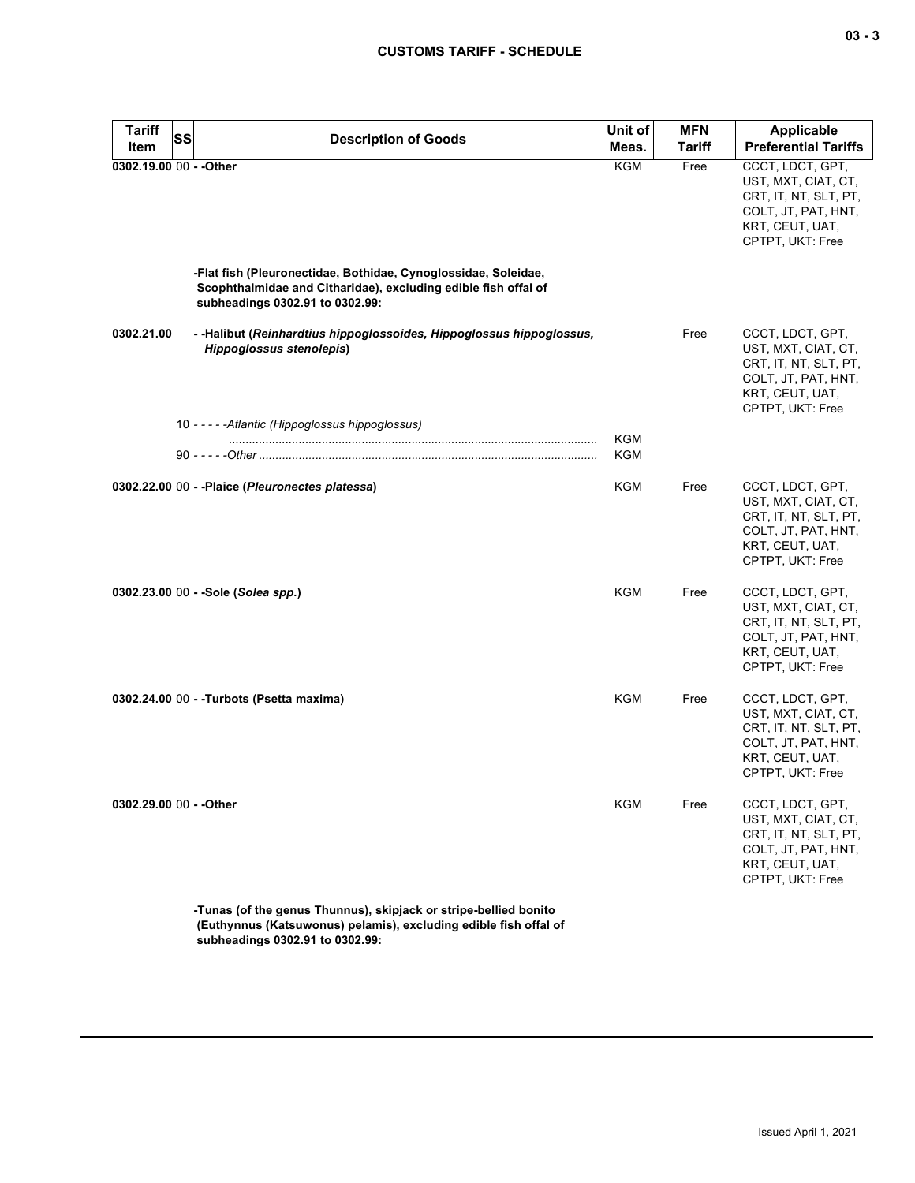| Tariff Item | SS | Description of Goods | Unit of Meas. | MFN Tariff | Applicable Preferential Tariffs |
|---|---|---|---|---|---|
| 0302.19.00 | 00 | - -Other | KGM | Free | CCCT, LDCT, GPT, UST, MXT, CIAT, CT, CRT, IT, NT, SLT, PT, COLT, JT, PAT, HNT, KRT, CEUT, UAT, CPTPT, UKT: Free |
| | | **-Flat fish (Pleuronectidae, Bothidae, Cynoglossidae, Soleidae, Scophthalmidae and Citharidae), excluding edible fish offal of subheadings 0302.91 to 0302.99:** | | | |
| 0302.21.00 | | **- -Halibut (*Reinhardtius hippoglossoides, Hippoglossus hippoglossus, Hippoglossus stenolepis*)** | | Free | CCCT, LDCT, GPT, UST, MXT, CIAT, CT, CRT, IT, NT, SLT, PT, COLT, JT, PAT, HNT, KRT, CEUT, UAT, CPTPT, UKT: Free |
| | 10 | - - - - -*Atlantic (Hippoglossus hippoglossus)* | KGM | | |
| | 90 | - - - - -*Other* | KGM | | |
| 0302.22.00 | 00 | **- -Plaice (*Pleuronectes platessa*)** | KGM | Free | CCCT, LDCT, GPT, UST, MXT, CIAT, CT, CRT, IT, NT, SLT, PT, COLT, JT, PAT, HNT, KRT, CEUT, UAT, CPTPT, UKT: Free |
| 0302.23.00 | 00 | **- -Sole (*Solea spp.*)** | KGM | Free | CCCT, LDCT, GPT, UST, MXT, CIAT, CT, CRT, IT, NT, SLT, PT, COLT, JT, PAT, HNT, KRT, CEUT, UAT, CPTPT, UKT: Free |
| 0302.24.00 | 00 | **- -Turbots (Psetta maxima)** | KGM | Free | CCCT, LDCT, GPT, UST, MXT, CIAT, CT, CRT, IT, NT, SLT, PT, COLT, JT, PAT, HNT, KRT, CEUT, UAT, CPTPT, UKT: Free |
| 0302.29.00 | 00 | **- -Other** | KGM | Free | CCCT, LDCT, GPT, UST, MXT, CIAT, CT, CRT, IT, NT, SLT, PT, COLT, JT, PAT, HNT, KRT, CEUT, UAT, CPTPT, UKT: Free |
| | | **-Tunas (of the genus Thunnus), skipjack or stripe-bellied bonito (Euthynnus (Katsuwonus) pelamis), excluding edible fish offal of subheadings 0302.91 to 0302.99:** | | | |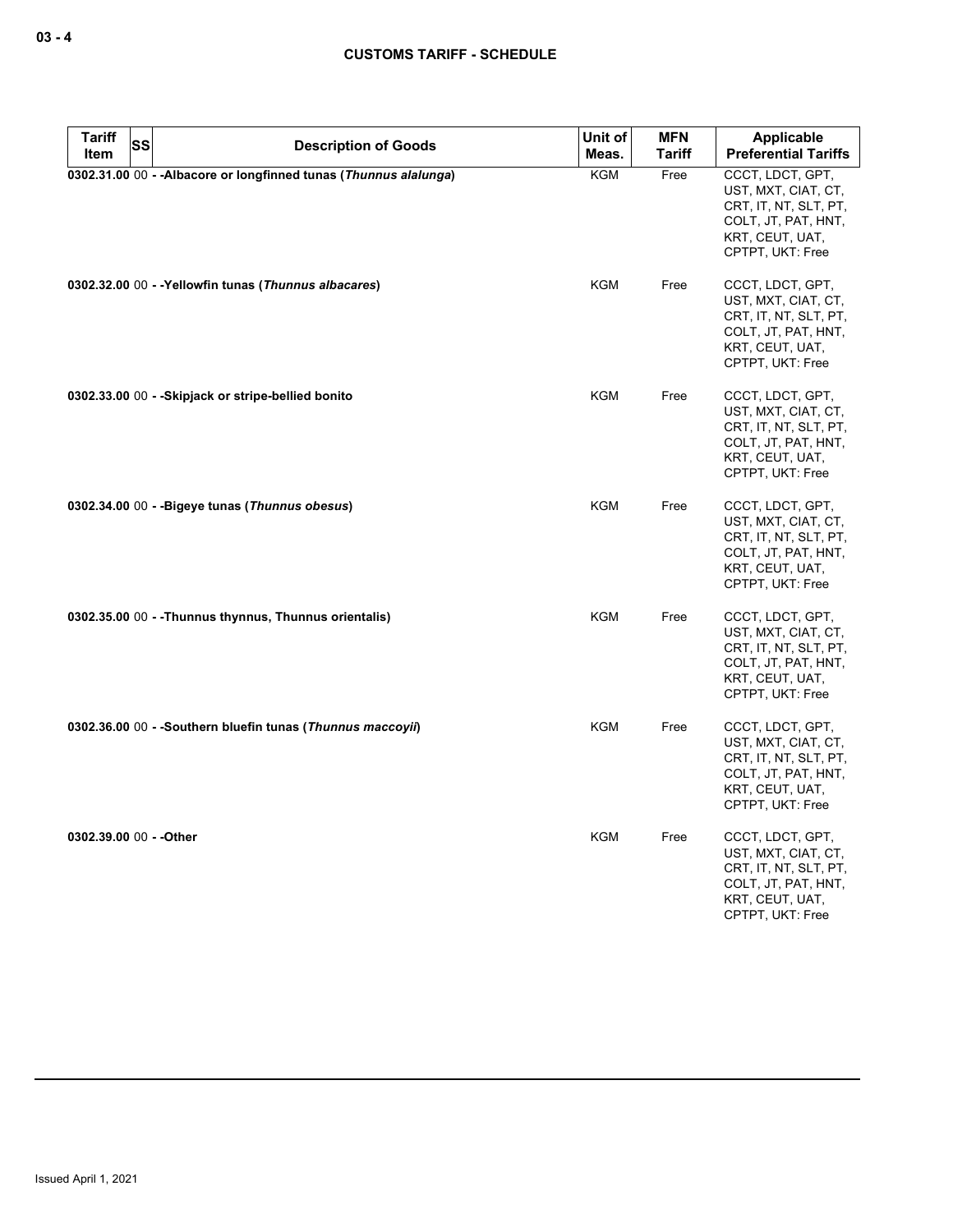| Tariff Item | SS | Description of Goods | Unit of Meas. | MFN Tariff | Applicable Preferential Tariffs |
|---|---|---|---|---|---|
| 0302.31.00 | 00 | - -Albacore or longfinned tunas (*Thunnus alalunga*) | KGM | Free | CCCT, LDCT, GPT, UST, MXT, CIAT, CT, CRT, IT, NT, SLT, PT, COLT, JT, PAT, HNT, KRT, CEUT, UAT, CPTPT, UKT: Free |
| 0302.32.00 | 00 | - -Yellowfin tunas (*Thunnus albacares*) | KGM | Free | CCCT, LDCT, GPT, UST, MXT, CIAT, CT, CRT, IT, NT, SLT, PT, COLT, JT, PAT, HNT, KRT, CEUT, UAT, CPTPT, UKT: Free |
| 0302.33.00 | 00 | - -Skipjack or stripe-bellied bonito | KGM | Free | CCCT, LDCT, GPT, UST, MXT, CIAT, CT, CRT, IT, NT, SLT, PT, COLT, JT, PAT, HNT, KRT, CEUT, UAT, CPTPT, UKT: Free |
| 0302.34.00 | 00 | - -Bigeye tunas (*Thunnus obesus*) | KGM | Free | CCCT, LDCT, GPT, UST, MXT, CIAT, CT, CRT, IT, NT, SLT, PT, COLT, JT, PAT, HNT, KRT, CEUT, UAT, CPTPT, UKT: Free |
| 0302.35.00 | 00 | - -Thunnus thynnus, Thunnus orientalis) | KGM | Free | CCCT, LDCT, GPT, UST, MXT, CIAT, CT, CRT, IT, NT, SLT, PT, COLT, JT, PAT, HNT, KRT, CEUT, UAT, CPTPT, UKT: Free |
| 0302.36.00 | 00 | - -Southern bluefin tunas (*Thunnus maccoyii*) | KGM | Free | CCCT, LDCT, GPT, UST, MXT, CIAT, CT, CRT, IT, NT, SLT, PT, COLT, JT, PAT, HNT, KRT, CEUT, UAT, CPTPT, UKT: Free |
| 0302.39.00 | 00 | - -Other | KGM | Free | CCCT, LDCT, GPT, UST, MXT, CIAT, CT, CRT, IT, NT, SLT, PT, COLT, JT, PAT, HNT, KRT, CEUT, UAT, CPTPT, UKT: Free |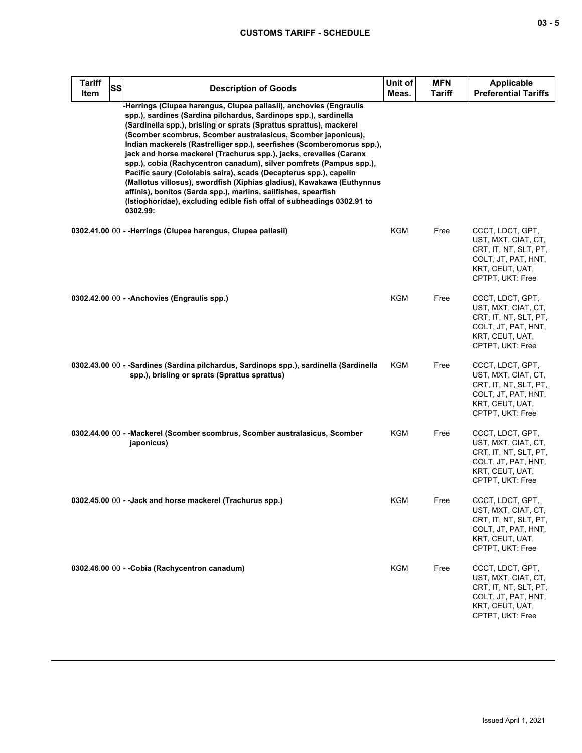| Tariff Item | SS | Description of Goods | Unit of Meas. | MFN Tariff | Applicable Preferential Tariffs |
|---|---|---|---|---|---|
| | | -Herrings (Clupea harengus, Clupea pallasii), anchovies (Engraulis spp.), sardines (Sardina pilchardus, Sardinops spp.), sardinella (Sardinella spp.), brisling or sprats (Sprattus sprattus), mackerel (Scomber scombrus, Scomber australasicus, Scomber japonicus), Indian mackerels (Rastrelliger spp.), seerfishes (Scomberomorus spp.), jack and horse mackerel (Trachurus spp.), jacks, crevalles (Caranx spp.), cobia (Rachycentron canadum), silver pomfrets (Pampus spp.), Pacific saury (Cololabis saira), scads (Decapterus spp.), capelin (Mallotus villosus), swordfish (Xiphias gladius), Kawakawa (Euthynnus affinis), bonitos (Sarda spp.), marlins, sailfishes, spearfish (Istiophoridae), excluding edible fish offal of subheadings 0302.91 to 0302.99: | | | |
| 0302.41.00 | 00 | - -Herrings (Clupea harengus, Clupea pallasii) | KGM | Free | CCCT, LDCT, GPT, UST, MXT, CIAT, CT, CRT, IT, NT, SLT, PT, COLT, JT, PAT, HNT, KRT, CEUT, UAT, CPTPT, UKT: Free |
| 0302.42.00 | 00 | - -Anchovies (Engraulis spp.) | KGM | Free | CCCT, LDCT, GPT, UST, MXT, CIAT, CT, CRT, IT, NT, SLT, PT, COLT, JT, PAT, HNT, KRT, CEUT, UAT, CPTPT, UKT: Free |
| 0302.43.00 | 00 | - -Sardines (Sardina pilchardus, Sardinops spp.), sardinella (Sardinella spp.), brisling or sprats (Sprattus sprattus) | KGM | Free | CCCT, LDCT, GPT, UST, MXT, CIAT, CT, CRT, IT, NT, SLT, PT, COLT, JT, PAT, HNT, KRT, CEUT, UAT, CPTPT, UKT: Free |
| 0302.44.00 | 00 | - -Mackerel (Scomber scombrus, Scomber australasicus, Scomber japonicus) | KGM | Free | CCCT, LDCT, GPT, UST, MXT, CIAT, CT, CRT, IT, NT, SLT, PT, COLT, JT, PAT, HNT, KRT, CEUT, UAT, CPTPT, UKT: Free |
| 0302.45.00 | 00 | - -Jack and horse mackerel (Trachurus spp.) | KGM | Free | CCCT, LDCT, GPT, UST, MXT, CIAT, CT, CRT, IT, NT, SLT, PT, COLT, JT, PAT, HNT, KRT, CEUT, UAT, CPTPT, UKT: Free |
| 0302.46.00 | 00 | - -Cobia (Rachycentron canadum) | KGM | Free | CCCT, LDCT, GPT, UST, MXT, CIAT, CT, CRT, IT, NT, SLT, PT, COLT, JT, PAT, HNT, KRT, CEUT, UAT, CPTPT, UKT: Free |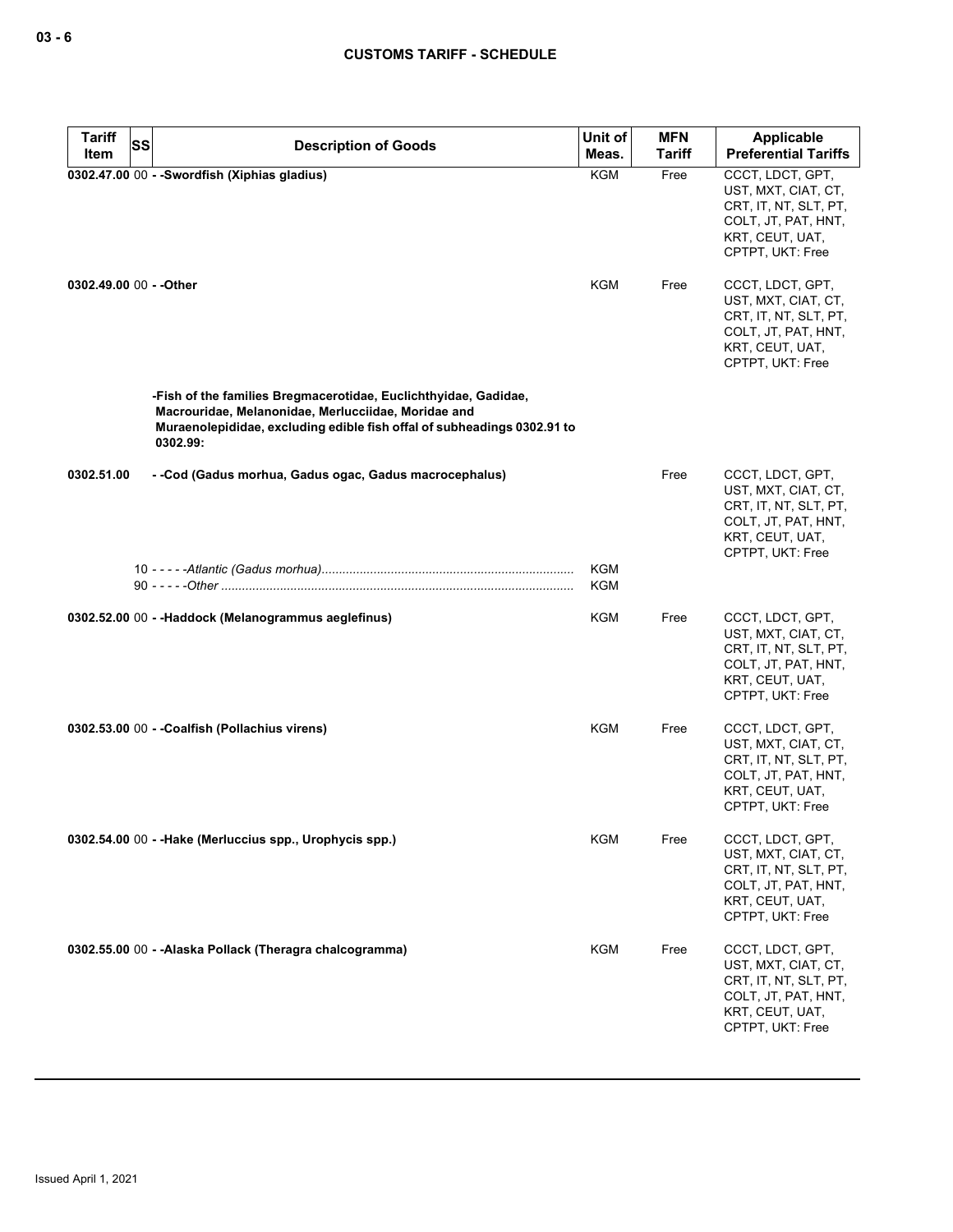| Tariff Item | SS | Description of Goods | Unit of Meas. | MFN Tariff | Applicable Preferential Tariffs |
|---|---|---|---|---|---|
| 0302.47.00 | 00 | - -Swordfish (Xiphias gladius) | KGM | Free | CCCT, LDCT, GPT, UST, MXT, CIAT, CT, CRT, IT, NT, SLT, PT, COLT, JT, PAT, HNT, KRT, CEUT, UAT, CPTPT, UKT: Free |
| 0302.49.00 | 00 | - -Other | KGM | Free | CCCT, LDCT, GPT, UST, MXT, CIAT, CT, CRT, IT, NT, SLT, PT, COLT, JT, PAT, HNT, KRT, CEUT, UAT, CPTPT, UKT: Free |
| | | -Fish of the families Bregmacerotidae, Euclichthyidae, Gadidae, Macrouridae, Melanonidae, Merlucciidae, Moridae and Muraenolepididae, excluding edible fish offal of subheadings 0302.91 to 0302.99: | | | |
| 0302.51.00 | | - -Cod (Gadus morhua, Gadus ogac, Gadus macrocephalus) | | Free | CCCT, LDCT, GPT, UST, MXT, CIAT, CT, CRT, IT, NT, SLT, PT, COLT, JT, PAT, HNT, KRT, CEUT, UAT, CPTPT, UKT: Free |
| | 10 | - - - - -*Atlantic (Gadus morhua)* | KGM | | |
| | 90 | - - - - -*Other* | KGM | | |
| 0302.52.00 | 00 | - -Haddock (Melanogrammus aeglefinus) | KGM | Free | CCCT, LDCT, GPT, UST, MXT, CIAT, CT, CRT, IT, NT, SLT, PT, COLT, JT, PAT, HNT, KRT, CEUT, UAT, CPTPT, UKT: Free |
| 0302.53.00 | 00 | - -Coalfish (Pollachius virens) | KGM | Free | CCCT, LDCT, GPT, UST, MXT, CIAT, CT, CRT, IT, NT, SLT, PT, COLT, JT, PAT, HNT, KRT, CEUT, UAT, CPTPT, UKT: Free |
| 0302.54.00 | 00 | - -Hake (Merluccius spp., Urophycis spp.) | KGM | Free | CCCT, LDCT, GPT, UST, MXT, CIAT, CT, CRT, IT, NT, SLT, PT, COLT, JT, PAT, HNT, KRT, CEUT, UAT, CPTPT, UKT: Free |
| 0302.55.00 | 00 | - -Alaska Pollack (Theragra chalcogramma) | KGM | Free | CCCT, LDCT, GPT, UST, MXT, CIAT, CT, CRT, IT, NT, SLT, PT, COLT, JT, PAT, HNT, KRT, CEUT, UAT, CPTPT, UKT: Free |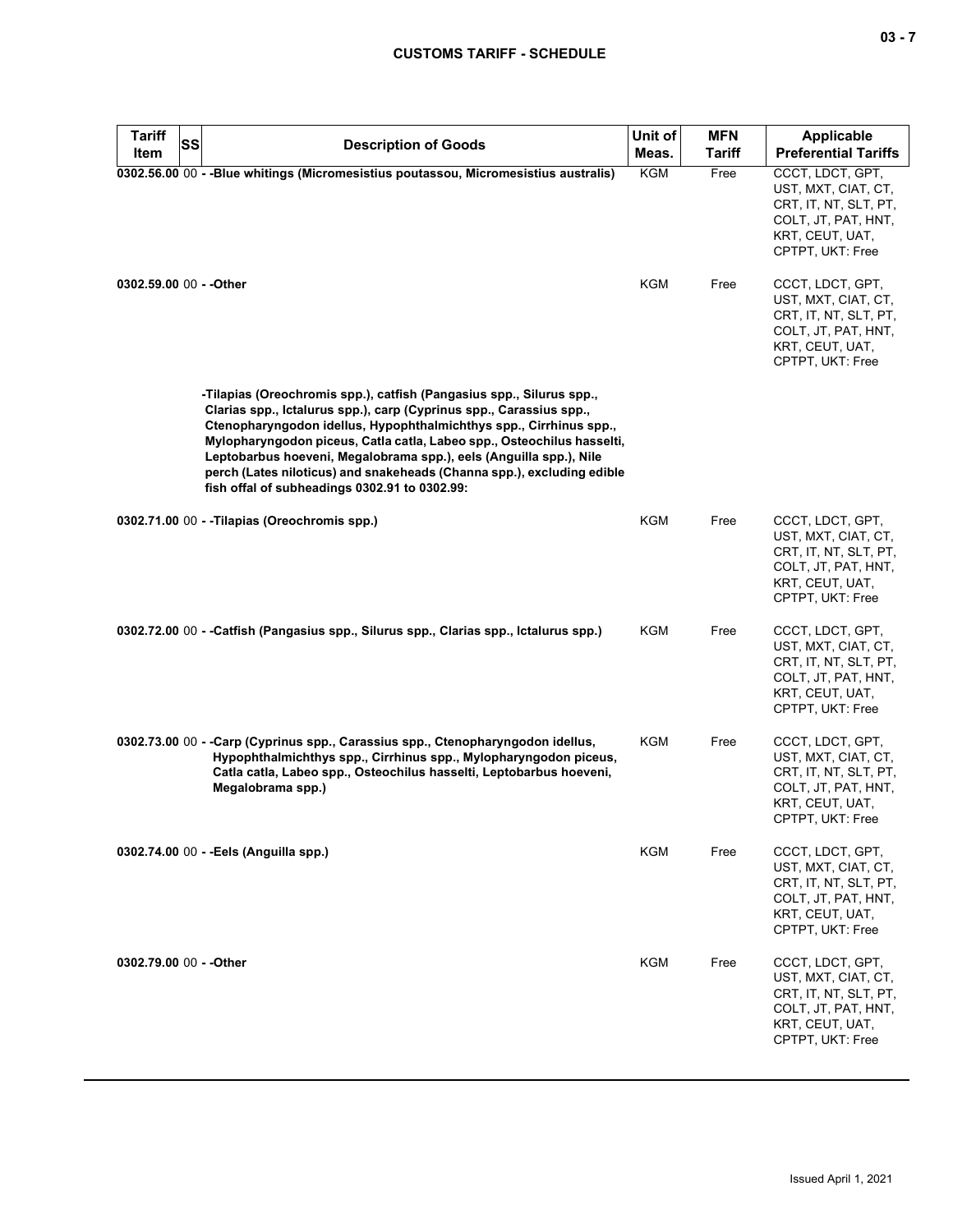| Tariff Item | SS | Description of Goods | Unit of Meas. | MFN Tariff | Applicable Preferential Tariffs |
|---|---|---|---|---|---|
| 0302.56.00 | 00 | - -Blue whitings (Micromesistius poutassou, Micromesistius australis) | KGM | Free | CCCT, LDCT, GPT, UST, MXT, CIAT, CT, CRT, IT, NT, SLT, PT, COLT, JT, PAT, HNT, KRT, CEUT, UAT, CPTPT, UKT: Free |
| 0302.59.00 | 00 | - -Other | KGM | Free | CCCT, LDCT, GPT, UST, MXT, CIAT, CT, CRT, IT, NT, SLT, PT, COLT, JT, PAT, HNT, KRT, CEUT, UAT, CPTPT, UKT: Free |
| | | -Tilapias (Oreochromis spp.), catfish (Pangasius spp., Silurus spp., Clarias spp., Ictalurus spp.), carp (Cyprinus spp., Carassius spp., Ctenopharyngodon idellus, Hypophthalmichthys spp., Cirrhinus spp., Mylopharyngodon piceus, Catla catla, Labeo spp., Osteochilus hasselti, Leptobarbus hoeveni, Megalobrama spp.), eels (Anguilla spp.), Nile perch (Lates niloticus) and snakeheads (Channa spp.), excluding edible fish offal of subheadings 0302.91 to 0302.99: | | | |
| 0302.71.00 | 00 | - -Tilapias (Oreochromis spp.) | KGM | Free | CCCT, LDCT, GPT, UST, MXT, CIAT, CT, CRT, IT, NT, SLT, PT, COLT, JT, PAT, HNT, KRT, CEUT, UAT, CPTPT, UKT: Free |
| 0302.72.00 | 00 | - -Catfish (Pangasius spp., Silurus spp., Clarias spp., Ictalurus spp.) | KGM | Free | CCCT, LDCT, GPT, UST, MXT, CIAT, CT, CRT, IT, NT, SLT, PT, COLT, JT, PAT, HNT, KRT, CEUT, UAT, CPTPT, UKT: Free |
| 0302.73.00 | 00 | - -Carp (Cyprinus spp., Carassius spp., Ctenopharyngodon idellus, Hypophthalmichthys spp., Cirrhinus spp., Mylopharyngodon piceus, Catla catla, Labeo spp., Osteochilus hasselti, Leptobarbus hoeveni, Megalobrama spp.) | KGM | Free | CCCT, LDCT, GPT, UST, MXT, CIAT, CT, CRT, IT, NT, SLT, PT, COLT, JT, PAT, HNT, KRT, CEUT, UAT, CPTPT, UKT: Free |
| 0302.74.00 | 00 | - -Eels (Anguilla spp.) | KGM | Free | CCCT, LDCT, GPT, UST, MXT, CIAT, CT, CRT, IT, NT, SLT, PT, COLT, JT, PAT, HNT, KRT, CEUT, UAT, CPTPT, UKT: Free |
| 0302.79.00 | 00 | - -Other | KGM | Free | CCCT, LDCT, GPT, UST, MXT, CIAT, CT, CRT, IT, NT, SLT, PT, COLT, JT, PAT, HNT, KRT, CEUT, UAT, CPTPT, UKT: Free |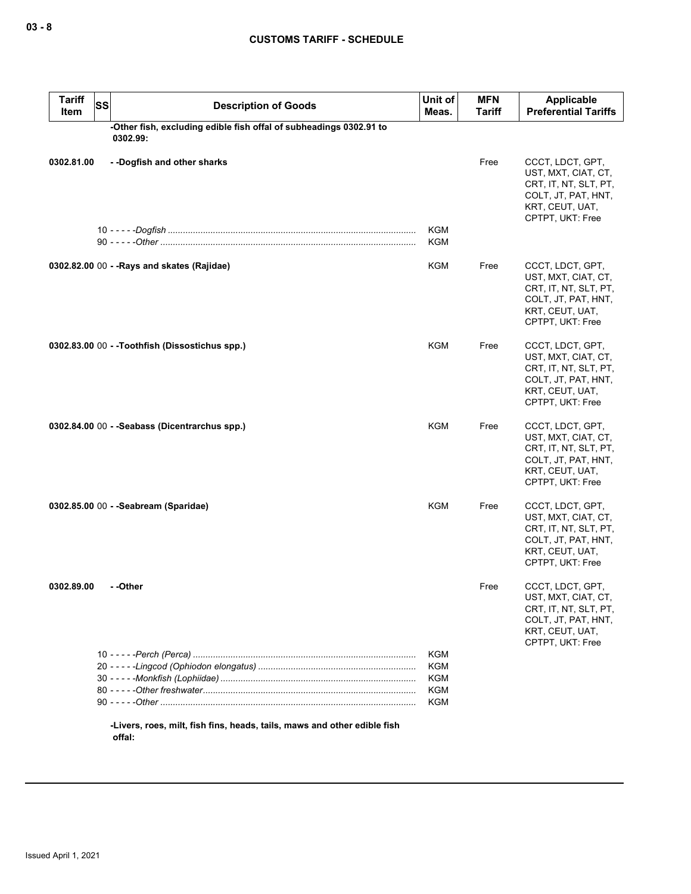## CUSTOMS TARIFF - SCHEDULE

| Tariff Item | SS | Description of Goods | Unit of Meas. | MFN Tariff | Applicable Preferential Tariffs |
|---|---|---|---|---|---|
| | | **-Other fish, excluding edible fish offal of subheadings 0302.91 to 0302.99:** | | | |
| **0302.81.00** | | **- -Dogfish and other sharks** | | Free | CCCT, LDCT, GPT, UST, MXT, CIAT, CT, CRT, IT, NT, SLT, PT, COLT, JT, PAT, HNT, KRT, CEUT, UAT, CPTPT, UKT: Free |
| | 10 | - - - - -*Dogfish* | KGM | | |
| | 90 | - - - - -*Other* | KGM | | |
| **0302.82.00** | 00 | **- -Rays and skates (Rajidae)** | KGM | Free | CCCT, LDCT, GPT, UST, MXT, CIAT, CT, CRT, IT, NT, SLT, PT, COLT, JT, PAT, HNT, KRT, CEUT, UAT, CPTPT, UKT: Free |
| **0302.83.00** | 00 | **- -Toothfish (Dissostichus spp.)** | KGM | Free | CCCT, LDCT, GPT, UST, MXT, CIAT, CT, CRT, IT, NT, SLT, PT, COLT, JT, PAT, HNT, KRT, CEUT, UAT, CPTPT, UKT: Free |
| **0302.84.00** | 00 | **- -Seabass (Dicentrarchus spp.)** | KGM | Free | CCCT, LDCT, GPT, UST, MXT, CIAT, CT, CRT, IT, NT, SLT, PT, COLT, JT, PAT, HNT, KRT, CEUT, UAT, CPTPT, UKT: Free |
| **0302.85.00** | 00 | **- -Seabream (Sparidae)** | KGM | Free | CCCT, LDCT, GPT, UST, MXT, CIAT, CT, CRT, IT, NT, SLT, PT, COLT, JT, PAT, HNT, KRT, CEUT, UAT, CPTPT, UKT: Free |
| **0302.89.00** | | **- -Other** | | Free | CCCT, LDCT, GPT, UST, MXT, CIAT, CT, CRT, IT, NT, SLT, PT, COLT, JT, PAT, HNT, KRT, CEUT, UAT, CPTPT, UKT: Free |
| | 10 | - - - - -*Perch (Perca)* | KGM | | |
| | 20 | - - - - -*Lingcod (Ophiodon elongatus)* | KGM | | |
| | 30 | - - - - -*Monkfish (Lophiidae)* | KGM | | |
| | 80 | - - - - -*Other freshwater* | KGM | | |
| | 90 | - - - - -*Other* | KGM | | |
| | | **-Livers, roes, milt, fish fins, heads, tails, maws and other edible fish offal:** | | | |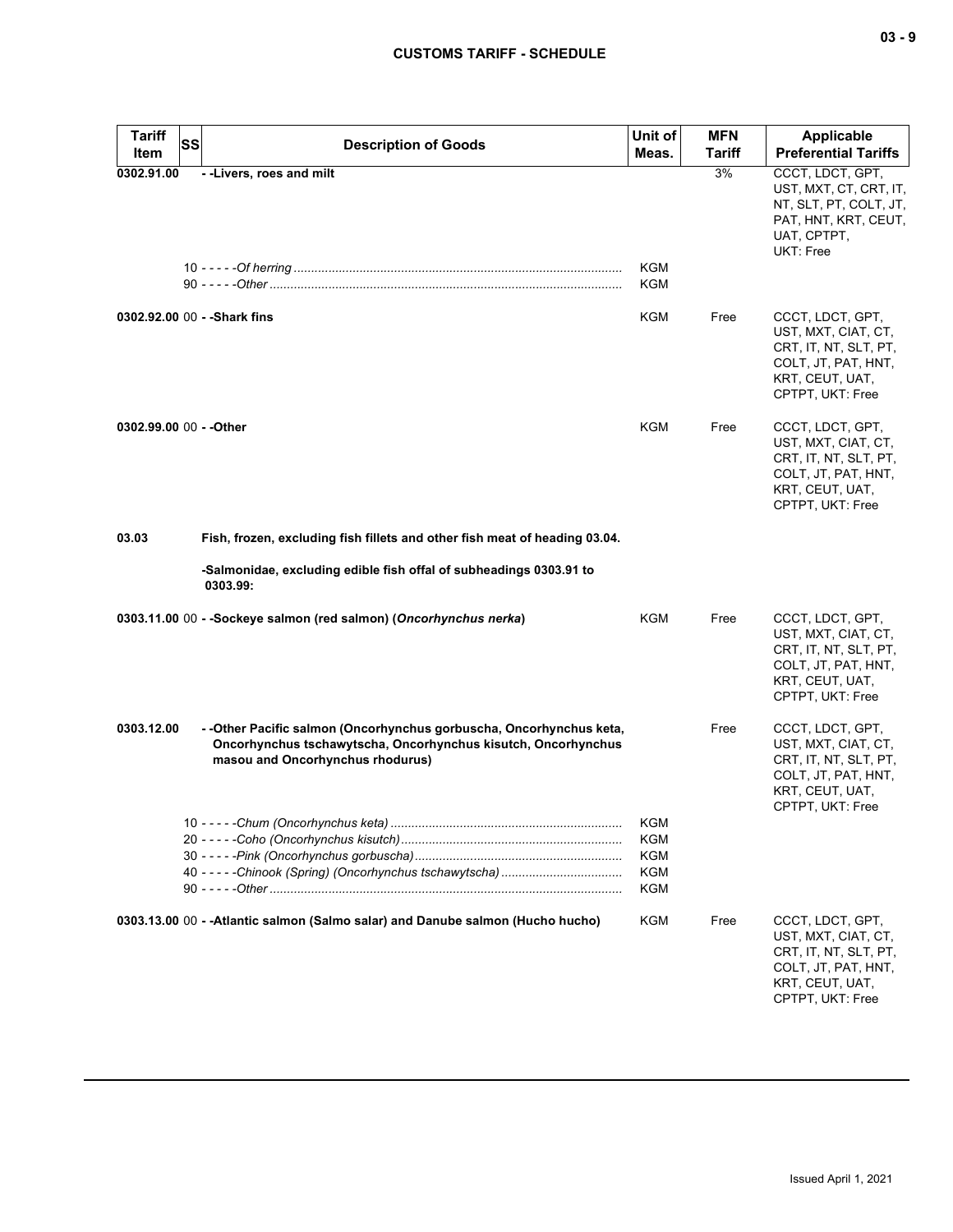| Tariff Item | SS | Description of Goods | Unit of Meas. | MFN Tariff | Applicable Preferential Tariffs |
|---|---|---|---|---|---|
| 0302.91.00 | | - -Livers, roes and milt | | 3% | CCCT, LDCT, GPT, UST, MXT, CT, CRT, IT, NT, SLT, PT, COLT, JT, PAT, HNT, KRT, CEUT, UAT, CPTPT, UKT: Free |
| | 10 | - - - - -*Of herring* | KGM | | |
| | 90 | - - - - -*Other* | KGM | | |
| 0302.92.00 | 00 | - -Shark fins | KGM | Free | CCCT, LDCT, GPT, UST, MXT, CIAT, CT, CRT, IT, NT, SLT, PT, COLT, JT, PAT, HNT, KRT, CEUT, UAT, CPTPT, UKT: Free |
| 0302.99.00 | 00 | - -Other | KGM | Free | CCCT, LDCT, GPT, UST, MXT, CIAT, CT, CRT, IT, NT, SLT, PT, COLT, JT, PAT, HNT, KRT, CEUT, UAT, CPTPT, UKT: Free |
| 03.03 | | Fish, frozen, excluding fish fillets and other fish meat of heading 03.04. | | | |
| | | -Salmonidae, excluding edible fish offal of subheadings 0303.91 to 0303.99: | | | |
| 0303.11.00 | 00 | - -Sockeye salmon (red salmon) (*Oncorhynchus nerka*) | KGM | Free | CCCT, LDCT, GPT, UST, MXT, CIAT, CT, CRT, IT, NT, SLT, PT, COLT, JT, PAT, HNT, KRT, CEUT, UAT, CPTPT, UKT: Free |
| 0303.12.00 | | - -Other Pacific salmon (Oncorhynchus gorbuscha, Oncorhynchus keta, Oncorhynchus tschawytscha, Oncorhynchus kisutch, Oncorhynchus masou and Oncorhynchus rhodurus) | | Free | CCCT, LDCT, GPT, UST, MXT, CIAT, CT, CRT, IT, NT, SLT, PT, COLT, JT, PAT, HNT, KRT, CEUT, UAT, CPTPT, UKT: Free |
| | 10 | - - - - -*Chum (Oncorhynchus keta)* | KGM | | |
| | 20 | - - - - -*Coho (Oncorhynchus kisutch)* | KGM | | |
| | 30 | - - - - -*Pink (Oncorhynchus gorbuscha)* | KGM | | |
| | 40 | - - - - -*Chinook (Spring) (Oncorhynchus tschawytscha)* | KGM | | |
| | 90 | - - - - -*Other* | KGM | | |
| 0303.13.00 | 00 | - -Atlantic salmon (Salmo salar) and Danube salmon (Hucho hucho) | KGM | Free | CCCT, LDCT, GPT, UST, MXT, CIAT, CT, CRT, IT, NT, SLT, PT, COLT, JT, PAT, HNT, KRT, CEUT, UAT, CPTPT, UKT: Free |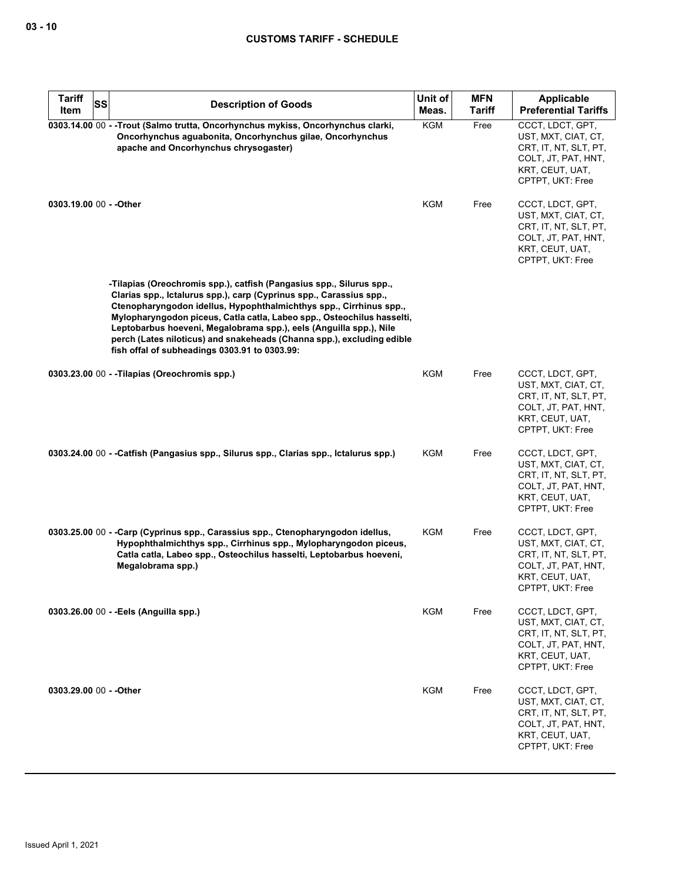| Tariff Item | SS | Description of Goods | Unit of Meas. | MFN Tariff | Applicable Preferential Tariffs |
|---|---|---|---|---|---|
| 0303.14.00 | 00 | - -Trout (Salmo trutta, Oncorhynchus mykiss, Oncorhynchus clarki, Oncorhynchus aguabonita, Oncorhynchus gilae, Oncorhynchus apache and Oncorhynchus chrysogaster) | KGM | Free | CCCT, LDCT, GPT, UST, MXT, CIAT, CT, CRT, IT, NT, SLT, PT, COLT, JT, PAT, HNT, KRT, CEUT, UAT, CPTPT, UKT: Free |
| 0303.19.00 | 00 | - -Other | KGM | Free | CCCT, LDCT, GPT, UST, MXT, CIAT, CT, CRT, IT, NT, SLT, PT, COLT, JT, PAT, HNT, KRT, CEUT, UAT, CPTPT, UKT: Free |
| | | -Tilapias (Oreochromis spp.), catfish (Pangasius spp., Silurus spp., Clarias spp., Ictalurus spp.), carp (Cyprinus spp., Carassius spp., Ctenopharyngodon idellus, Hypophthalmichthys spp., Cirrhinus spp., Mylopharyngodon piceus, Catla catla, Labeo spp., Osteochilus hasselti, Leptobarbus hoeveni, Megalobrama spp.), eels (Anguilla spp.), Nile perch (Lates niloticus) and snakeheads (Channa spp.), excluding edible fish offal of subheadings 0303.91 to 0303.99: | | | |
| 0303.23.00 | 00 | - -Tilapias (Oreochromis spp.) | KGM | Free | CCCT, LDCT, GPT, UST, MXT, CIAT, CT, CRT, IT, NT, SLT, PT, COLT, JT, PAT, HNT, KRT, CEUT, UAT, CPTPT, UKT: Free |
| 0303.24.00 | 00 | - -Catfish (Pangasius spp., Silurus spp., Clarias spp., Ictalurus spp.) | KGM | Free | CCCT, LDCT, GPT, UST, MXT, CIAT, CT, CRT, IT, NT, SLT, PT, COLT, JT, PAT, HNT, KRT, CEUT, UAT, CPTPT, UKT: Free |
| 0303.25.00 | 00 | - -Carp (Cyprinus spp., Carassius spp., Ctenopharyngodon idellus, Hypophthalmichthys spp., Cirrhinus spp., Mylopharyngodon piceus, Catla catla, Labeo spp., Osteochilus hasselti, Leptobarbus hoeveni, Megalobrama spp.) | KGM | Free | CCCT, LDCT, GPT, UST, MXT, CIAT, CT, CRT, IT, NT, SLT, PT, COLT, JT, PAT, HNT, KRT, CEUT, UAT, CPTPT, UKT: Free |
| 0303.26.00 | 00 | - -Eels (Anguilla spp.) | KGM | Free | CCCT, LDCT, GPT, UST, MXT, CIAT, CT, CRT, IT, NT, SLT, PT, COLT, JT, PAT, HNT, KRT, CEUT, UAT, CPTPT, UKT: Free |
| 0303.29.00 | 00 | - -Other | KGM | Free | CCCT, LDCT, GPT, UST, MXT, CIAT, CT, CRT, IT, NT, SLT, PT, COLT, JT, PAT, HNT, KRT, CEUT, UAT, CPTPT, UKT: Free |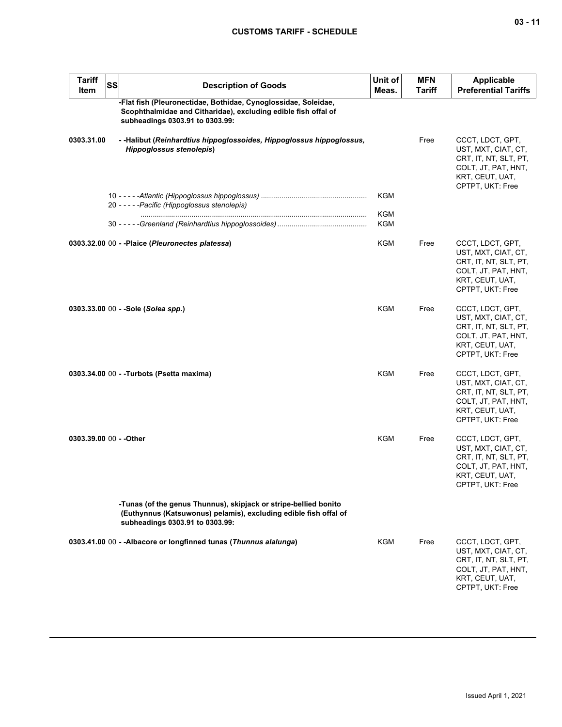| Tariff Item | SS | Description of Goods | Unit of Meas. | MFN Tariff | Applicable Preferential Tariffs |
|---|---|---|---|---|---|
| | | **-Flat fish (Pleuronectidae, Bothidae, Cynoglossidae, Soleidae, Scophthalmidae and Citharidae), excluding edible fish offal of subheadings 0303.91 to 0303.99:** | | | |
| 0303.31.00 | | **- -Halibut (*Reinhardtius hippoglossoides, Hippoglossus hippoglossus, Hippoglossus stenolepis*)** | | Free | CCCT, LDCT, GPT, UST, MXT, CIAT, CT, CRT, IT, NT, SLT, PT, COLT, JT, PAT, HNT, KRT, CEUT, UAT, CPTPT, UKT: Free |
| | 10 | - - - - -*Atlantic (Hippoglossus hippoglossus)* | KGM | | |
| | 20 | - - - - -*Pacific (Hippoglossus stenolepis)* | KGM | | |
| | 30 | - - - - -*Greenland (Reinhardtius hippoglossoides)* | KGM | | |
| 0303.32.00 | 00 | **- -Plaice (*Pleuronectes platessa*)** | KGM | Free | CCCT, LDCT, GPT, UST, MXT, CIAT, CT, CRT, IT, NT, SLT, PT, COLT, JT, PAT, HNT, KRT, CEUT, UAT, CPTPT, UKT: Free |
| 0303.33.00 | 00 | **- -Sole (*Solea spp.*)** | KGM | Free | CCCT, LDCT, GPT, UST, MXT, CIAT, CT, CRT, IT, NT, SLT, PT, COLT, JT, PAT, HNT, KRT, CEUT, UAT, CPTPT, UKT: Free |
| 0303.34.00 | 00 | **- -Turbots (Psetta maxima)** | KGM | Free | CCCT, LDCT, GPT, UST, MXT, CIAT, CT, CRT, IT, NT, SLT, PT, COLT, JT, PAT, HNT, KRT, CEUT, UAT, CPTPT, UKT: Free |
| 0303.39.00 | 00 | **- -Other** | KGM | Free | CCCT, LDCT, GPT, UST, MXT, CIAT, CT, CRT, IT, NT, SLT, PT, COLT, JT, PAT, HNT, KRT, CEUT, UAT, CPTPT, UKT: Free |
| | | **-Tunas (of the genus Thunnus), skipjack or stripe-bellied bonito (Euthynnus (Katsuwonus) pelamis), excluding edible fish offal of subheadings 0303.91 to 0303.99:** | | | |
| 0303.41.00 | 00 | **- -Albacore or longfinned tunas (*Thunnus alalunga*)** | KGM | Free | CCCT, LDCT, GPT, UST, MXT, CIAT, CT, CRT, IT, NT, SLT, PT, COLT, JT, PAT, HNT, KRT, CEUT, UAT, CPTPT, UKT: Free |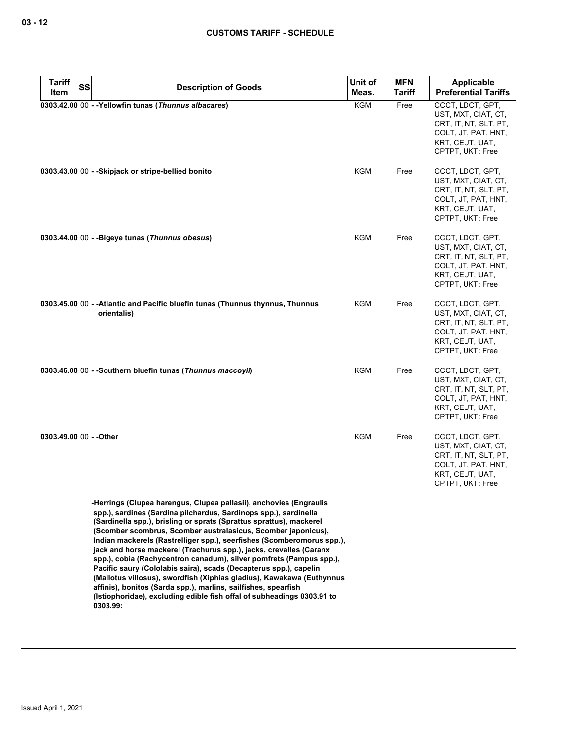| Tariff Item | SS | Description of Goods | Unit of Meas. | MFN Tariff | Applicable Preferential Tariffs |
|---|---|---|---|---|---|
| 0303.42.00 | 00 | - -Yellowfin tunas (*Thunnus albacares*) | KGM | Free | CCCT, LDCT, GPT, UST, MXT, CIAT, CT, CRT, IT, NT, SLT, PT, COLT, JT, PAT, HNT, KRT, CEUT, UAT, CPTPT, UKT: Free |
| 0303.43.00 | 00 | - -Skipjack or stripe-bellied bonito | KGM | Free | CCCT, LDCT, GPT, UST, MXT, CIAT, CT, CRT, IT, NT, SLT, PT, COLT, JT, PAT, HNT, KRT, CEUT, UAT, CPTPT, UKT: Free |
| 0303.44.00 | 00 | - -Bigeye tunas (*Thunnus obesus*) | KGM | Free | CCCT, LDCT, GPT, UST, MXT, CIAT, CT, CRT, IT, NT, SLT, PT, COLT, JT, PAT, HNT, KRT, CEUT, UAT, CPTPT, UKT: Free |
| 0303.45.00 | 00 | - -Atlantic and Pacific bluefin tunas (Thunnus thynnus, Thunnus orientalis) | KGM | Free | CCCT, LDCT, GPT, UST, MXT, CIAT, CT, CRT, IT, NT, SLT, PT, COLT, JT, PAT, HNT, KRT, CEUT, UAT, CPTPT, UKT: Free |
| 0303.46.00 | 00 | - -Southern bluefin tunas (*Thunnus maccoyii*) | KGM | Free | CCCT, LDCT, GPT, UST, MXT, CIAT, CT, CRT, IT, NT, SLT, PT, COLT, JT, PAT, HNT, KRT, CEUT, UAT, CPTPT, UKT: Free |
| 0303.49.00 | 00 | - -Other | KGM | Free | CCCT, LDCT, GPT, UST, MXT, CIAT, CT, CRT, IT, NT, SLT, PT, COLT, JT, PAT, HNT, KRT, CEUT, UAT, CPTPT, UKT: Free |
| | | -Herrings (Clupea harengus, Clupea pallasii), anchovies (Engraulis spp.), sardines (Sardina pilchardus, Sardinops spp.), sardinella (Sardinella spp.), brisling or sprats (Sprattus sprattus), mackerel (Scomber scombrus, Scomber australasicus, Scomber japonicus), Indian mackerels (Rastrelliger spp.), seerfishes (Scomberomorus spp.), jack and horse mackerel (Trachurus spp.), jacks, crevalles (Caranx spp.), cobia (Rachycentron canadum), silver pomfrets (Pampus spp.), Pacific saury (Cololabis saira), scads (Decapterus spp.), capelin (Mallotus villosus), swordfish (Xiphias gladius), Kawakawa (Euthynnus affinis), bonitos (Sarda spp.), marlins, sailfishes, spearfish (Istiophoridae), excluding edible fish offal of subheadings 0303.91 to 0303.99: | | | |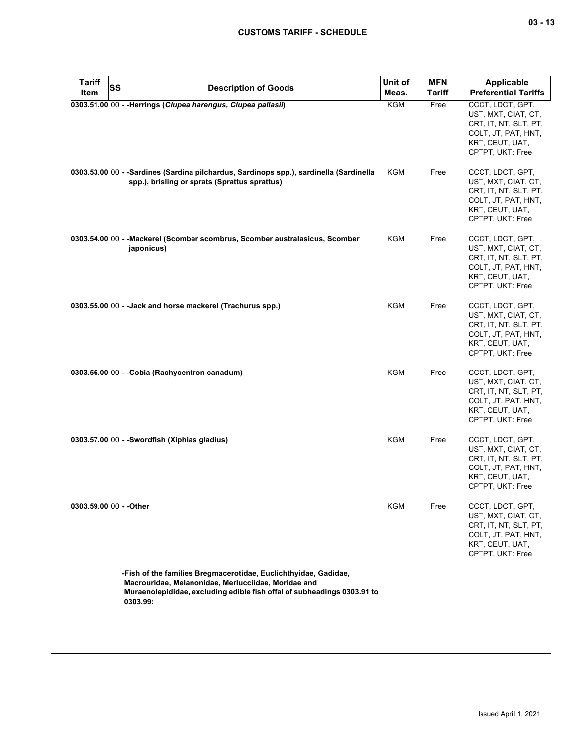| Tariff Item | SS | Description of Goods | Unit of Meas. | MFN Tariff | Applicable Preferential Tariffs |
|---|---|---|---|---|---|
| 0303.51.00 | 00 | - -Herrings (*Clupea harengus, Clupea pallasii*) | KGM | Free | CCCT, LDCT, GPT, UST, MXT, CIAT, CT, CRT, IT, NT, SLT, PT, COLT, JT, PAT, HNT, KRT, CEUT, UAT, CPTPT, UKT: Free |
| 0303.53.00 | 00 | - -Sardines (Sardina pilchardus, Sardinops spp.), sardinella (Sardinella spp.), brisling or sprats (Sprattus sprattus) | KGM | Free | CCCT, LDCT, GPT, UST, MXT, CIAT, CT, CRT, IT, NT, SLT, PT, COLT, JT, PAT, HNT, KRT, CEUT, UAT, CPTPT, UKT: Free |
| 0303.54.00 | 00 | - -Mackerel (Scomber scombrus, Scomber australasicus, Scomber japonicus) | KGM | Free | CCCT, LDCT, GPT, UST, MXT, CIAT, CT, CRT, IT, NT, SLT, PT, COLT, JT, PAT, HNT, KRT, CEUT, UAT, CPTPT, UKT: Free |
| 0303.55.00 | 00 | - -Jack and horse mackerel (Trachurus spp.) | KGM | Free | CCCT, LDCT, GPT, UST, MXT, CIAT, CT, CRT, IT, NT, SLT, PT, COLT, JT, PAT, HNT, KRT, CEUT, UAT, CPTPT, UKT: Free |
| 0303.56.00 | 00 | - -Cobia (Rachycentron canadum) | KGM | Free | CCCT, LDCT, GPT, UST, MXT, CIAT, CT, CRT, IT, NT, SLT, PT, COLT, JT, PAT, HNT, KRT, CEUT, UAT, CPTPT, UKT: Free |
| 0303.57.00 | 00 | - -Swordfish (Xiphias gladius) | KGM | Free | CCCT, LDCT, GPT, UST, MXT, CIAT, CT, CRT, IT, NT, SLT, PT, COLT, JT, PAT, HNT, KRT, CEUT, UAT, CPTPT, UKT: Free |
| 0303.59.00 | 00 | - -Other | KGM | Free | CCCT, LDCT, GPT, UST, MXT, CIAT, CT, CRT, IT, NT, SLT, PT, COLT, JT, PAT, HNT, KRT, CEUT, UAT, CPTPT, UKT: Free |
| | | -Fish of the families Bregmacerotidae, Euclichthyidae, Gadidae, Macrouridae, Melanonidae, Merlucciidae, Moridae and Muraenolepididae, excluding edible fish offal of subheadings 0303.91 to 0303.99: | | | |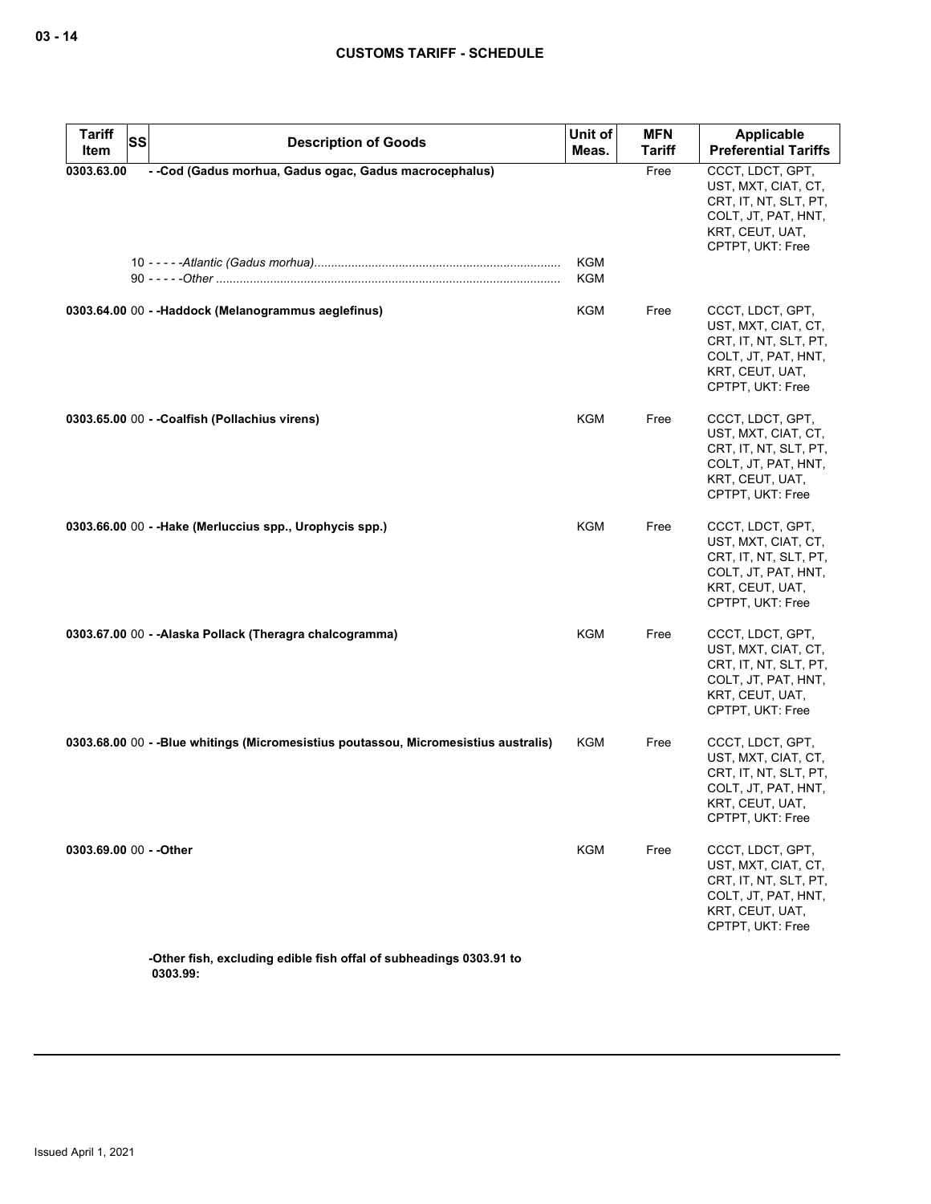| Tariff Item | SS | Description of Goods | Unit of Meas. | MFN Tariff | Applicable Preferential Tariffs |
|---|---|---|---|---|---|
| 0303.63.00 | | - -Cod (Gadus morhua, Gadus ogac, Gadus macrocephalus) | | Free | CCCT, LDCT, GPT, UST, MXT, CIAT, CT, CRT, IT, NT, SLT, PT, COLT, JT, PAT, HNT, KRT, CEUT, UAT, CPTPT, UKT: Free |
| | 10 | - - - - -*Atlantic (Gadus morhua)* | KGM | | |
| | 90 | - - - - -*Other* | KGM | | |
| 0303.64.00 | 00 | - -Haddock (Melanogrammus aeglefinus) | KGM | Free | CCCT, LDCT, GPT, UST, MXT, CIAT, CT, CRT, IT, NT, SLT, PT, COLT, JT, PAT, HNT, KRT, CEUT, UAT, CPTPT, UKT: Free |
| 0303.65.00 | 00 | - -Coalfish (Pollachius virens) | KGM | Free | CCCT, LDCT, GPT, UST, MXT, CIAT, CT, CRT, IT, NT, SLT, PT, COLT, JT, PAT, HNT, KRT, CEUT, UAT, CPTPT, UKT: Free |
| 0303.66.00 | 00 | - -Hake (Merluccius spp., Urophycis spp.) | KGM | Free | CCCT, LDCT, GPT, UST, MXT, CIAT, CT, CRT, IT, NT, SLT, PT, COLT, JT, PAT, HNT, KRT, CEUT, UAT, CPTPT, UKT: Free |
| 0303.67.00 | 00 | - -Alaska Pollack (Theragra chalcogramma) | KGM | Free | CCCT, LDCT, GPT, UST, MXT, CIAT, CT, CRT, IT, NT, SLT, PT, COLT, JT, PAT, HNT, KRT, CEUT, UAT, CPTPT, UKT: Free |
| 0303.68.00 | 00 | - -Blue whitings (Micromesistius poutassou, Micromesistius australis) | KGM | Free | CCCT, LDCT, GPT, UST, MXT, CIAT, CT, CRT, IT, NT, SLT, PT, COLT, JT, PAT, HNT, KRT, CEUT, UAT, CPTPT, UKT: Free |
| 0303.69.00 | 00 | - -Other | KGM | Free | CCCT, LDCT, GPT, UST, MXT, CIAT, CT, CRT, IT, NT, SLT, PT, COLT, JT, PAT, HNT, KRT, CEUT, UAT, CPTPT, UKT: Free |
| | | -Other fish, excluding edible fish offal of subheadings 0303.91 to 0303.99: | | | |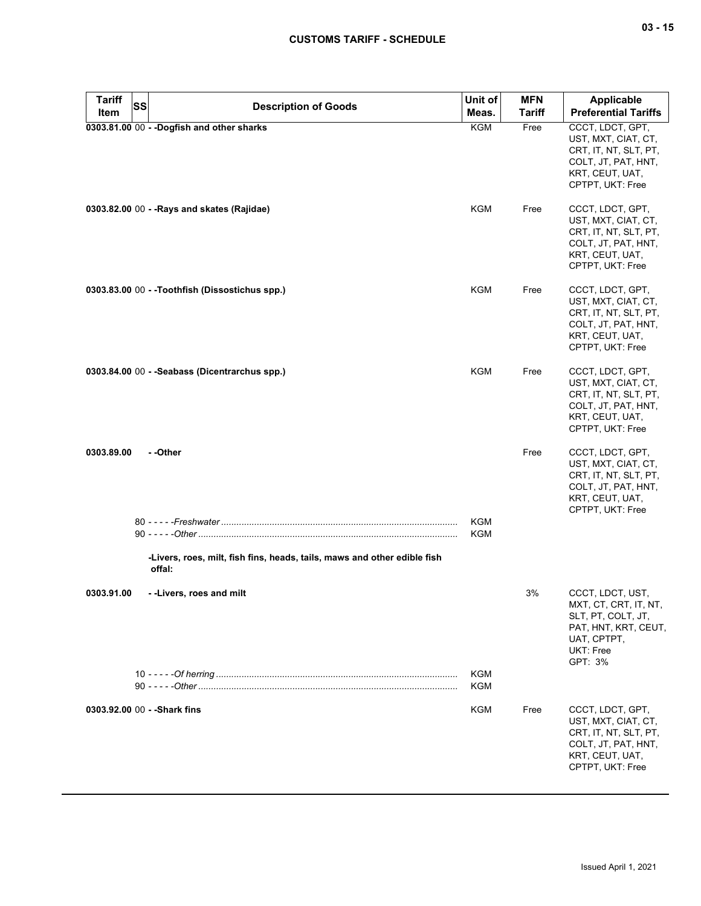| Tariff Item | SS | Description of Goods | Unit of Meas. | MFN Tariff | Applicable Preferential Tariffs |
|---|---|---|---|---|---|
| 0303.81.00 | 00 | - -Dogfish and other sharks | KGM | Free | CCCT, LDCT, GPT, UST, MXT, CIAT, CT, CRT, IT, NT, SLT, PT, COLT, JT, PAT, HNT, KRT, CEUT, UAT, CPTPT, UKT: Free |
| 0303.82.00 | 00 | - -Rays and skates (Rajidae) | KGM | Free | CCCT, LDCT, GPT, UST, MXT, CIAT, CT, CRT, IT, NT, SLT, PT, COLT, JT, PAT, HNT, KRT, CEUT, UAT, CPTPT, UKT: Free |
| 0303.83.00 | 00 | - -Toothfish (Dissostichus spp.) | KGM | Free | CCCT, LDCT, GPT, UST, MXT, CIAT, CT, CRT, IT, NT, SLT, PT, COLT, JT, PAT, HNT, KRT, CEUT, UAT, CPTPT, UKT: Free |
| 0303.84.00 | 00 | - -Seabass (Dicentrarchus spp.) | KGM | Free | CCCT, LDCT, GPT, UST, MXT, CIAT, CT, CRT, IT, NT, SLT, PT, COLT, JT, PAT, HNT, KRT, CEUT, UAT, CPTPT, UKT: Free |
| 0303.89.00 | | - -Other | | Free | CCCT, LDCT, GPT, UST, MXT, CIAT, CT, CRT, IT, NT, SLT, PT, COLT, JT, PAT, HNT, KRT, CEUT, UAT, CPTPT, UKT: Free |
| | 80 | - - - - -*Freshwater* | KGM | | |
| | 90 | - - - - -*Other* | KGM | | |
| | | -Livers, roes, milt, fish fins, heads, tails, maws and other edible fish offal: | | | |
| 0303.91.00 | | - -Livers, roes and milt | | 3% | CCCT, LDCT, UST, MXT, CT, CRT, IT, NT, SLT, PT, COLT, JT, PAT, HNT, KRT, CEUT, UAT, CPTPT, UKT: Free<br>GPT: 3% |
| | 10 | - - - - -*Of herring* | KGM | | |
| | 90 | - - - - -*Other* | KGM | | |
| 0303.92.00 | 00 | - -Shark fins | KGM | Free | CCCT, LDCT, GPT, UST, MXT, CIAT, CT, CRT, IT, NT, SLT, PT, COLT, JT, PAT, HNT, KRT, CEUT, UAT, CPTPT, UKT: Free |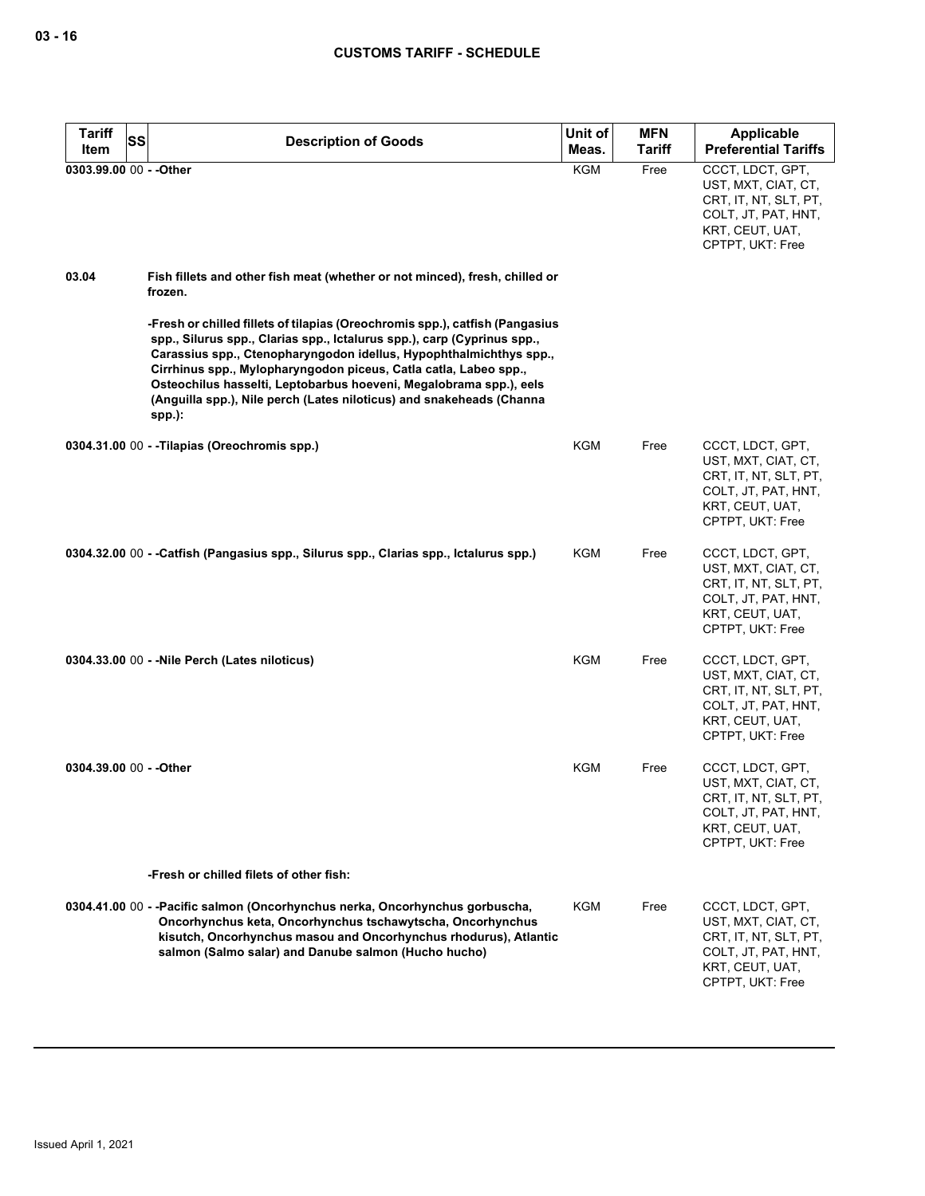| Tariff Item | SS | Description of Goods | Unit of Meas. | MFN Tariff | Applicable Preferential Tariffs |
|---|---|---|---|---|---|
| 0303.99.00 | 00 | - -Other | KGM | Free | CCCT, LDCT, GPT, UST, MXT, CIAT, CT, CRT, IT, NT, SLT, PT, COLT, JT, PAT, HNT, KRT, CEUT, UAT, CPTPT, UKT: Free |
| 03.04 | | **Fish fillets and other fish meat (whether or not minced), fresh, chilled or frozen.** | | | |
| | | -Fresh or chilled fillets of tilapias (Oreochromis spp.), catfish (Pangasius spp., Silurus spp., Clarias spp., Ictalurus spp.), carp (Cyprinus spp., Carassius spp., Ctenopharyngodon idellus, Hypophthalmichthys spp., Cirrhinus spp., Mylopharyngodon piceus, Catla catla, Labeo spp., Osteochilus hasselti, Leptobarbus hoeveni, Megalobrama spp.), eels (Anguilla spp.), Nile perch (Lates niloticus) and snakeheads (Channa spp.): | | | |
| 0304.31.00 | 00 | - -Tilapias (Oreochromis spp.) | KGM | Free | CCCT, LDCT, GPT, UST, MXT, CIAT, CT, CRT, IT, NT, SLT, PT, COLT, JT, PAT, HNT, KRT, CEUT, UAT, CPTPT, UKT: Free |
| 0304.32.00 | 00 | - -Catfish (Pangasius spp., Silurus spp., Clarias spp., Ictalurus spp.) | KGM | Free | CCCT, LDCT, GPT, UST, MXT, CIAT, CT, CRT, IT, NT, SLT, PT, COLT, JT, PAT, HNT, KRT, CEUT, UAT, CPTPT, UKT: Free |
| 0304.33.00 | 00 | - -Nile Perch (Lates niloticus) | KGM | Free | CCCT, LDCT, GPT, UST, MXT, CIAT, CT, CRT, IT, NT, SLT, PT, COLT, JT, PAT, HNT, KRT, CEUT, UAT, CPTPT, UKT: Free |
| 0304.39.00 | 00 | - -Other | KGM | Free | CCCT, LDCT, GPT, UST, MXT, CIAT, CT, CRT, IT, NT, SLT, PT, COLT, JT, PAT, HNT, KRT, CEUT, UAT, CPTPT, UKT: Free |
| | | -Fresh or chilled filets of other fish: | | | |
| 0304.41.00 | 00 | - -Pacific salmon (Oncorhynchus nerka, Oncorhynchus gorbuscha, Oncorhynchus keta, Oncorhynchus tschawytscha, Oncorhynchus kisutch, Oncorhynchus masou and Oncorhynchus rhodurus), Atlantic salmon (Salmo salar) and Danube salmon (Hucho hucho) | KGM | Free | CCCT, LDCT, GPT, UST, MXT, CIAT, CT, CRT, IT, NT, SLT, PT, COLT, JT, PAT, HNT, KRT, CEUT, UAT, CPTPT, UKT: Free |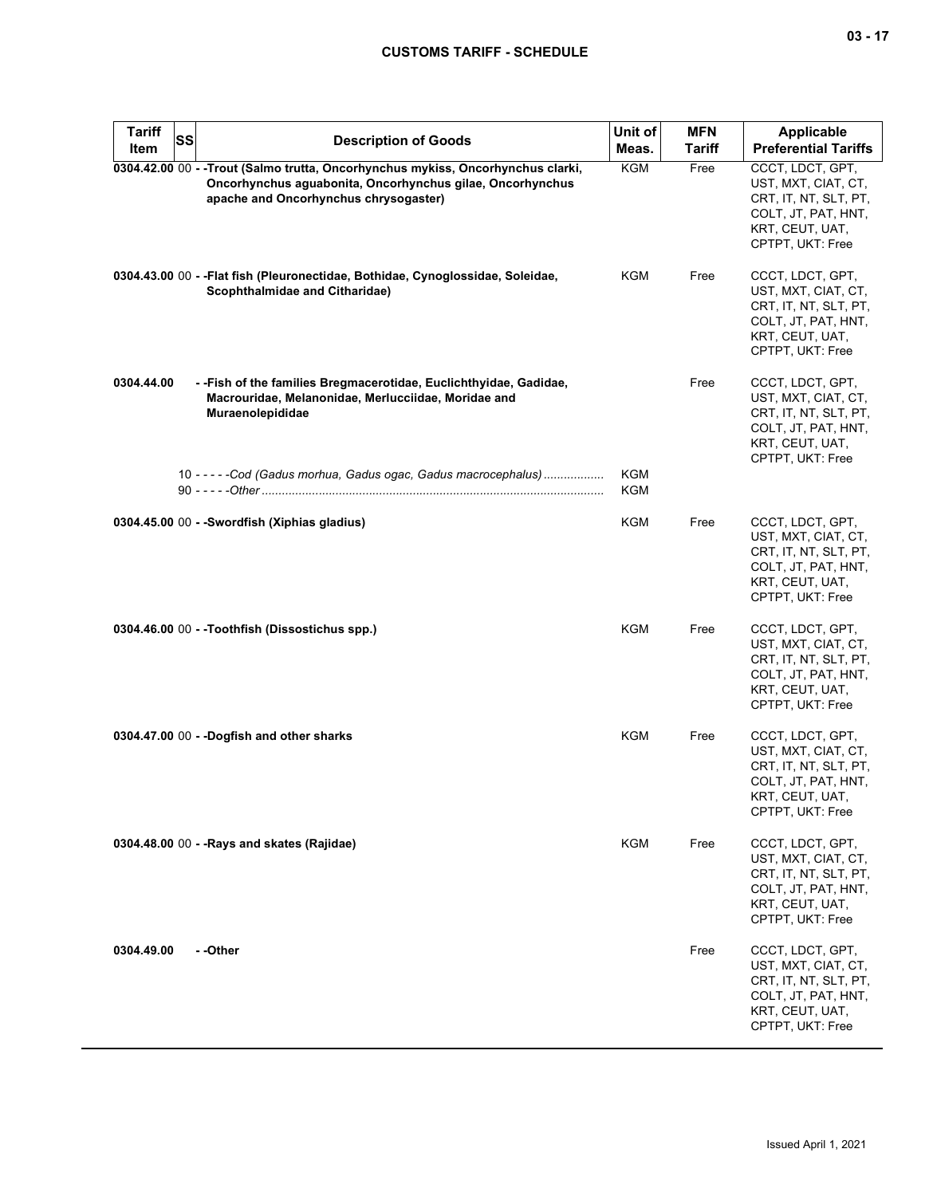| Tariff Item | SS | Description of Goods | Unit of Meas. | MFN Tariff | Applicable Preferential Tariffs |
|---|---|---|---|---|---|
| **0304.42.00** | 00 | **- -Trout (Salmo trutta, Oncorhynchus mykiss, Oncorhynchus clarki, Oncorhynchus aguabonita, Oncorhynchus gilae, Oncorhynchus apache and Oncorhynchus chrysogaster)** | KGM | Free | CCCT, LDCT, GPT, UST, MXT, CIAT, CT, CRT, IT, NT, SLT, PT, COLT, JT, PAT, HNT, KRT, CEUT, UAT, CPTPT, UKT: Free |
| **0304.43.00** | 00 | **- -Flat fish (Pleuronectidae, Bothidae, Cynoglossidae, Soleidae, Scophthalmidae and Citharidae)** | KGM | Free | CCCT, LDCT, GPT, UST, MXT, CIAT, CT, CRT, IT, NT, SLT, PT, COLT, JT, PAT, HNT, KRT, CEUT, UAT, CPTPT, UKT: Free |
| **0304.44.00** | | **- -Fish of the families Bregmacerotidae, Euclichthyidae, Gadidae, Macrouridae, Melanonidae, Merlucciidae, Moridae and Muraenolepididae** | | Free | CCCT, LDCT, GPT, UST, MXT, CIAT, CT, CRT, IT, NT, SLT, PT, COLT, JT, PAT, HNT, KRT, CEUT, UAT, CPTPT, UKT: Free |
| | 10 | *- - - - -Cod (Gadus morhua, Gadus ogac, Gadus macrocephalus)* | KGM | | |
| | 90 | *- - - - -Other* | KGM | | |
| **0304.45.00** | 00 | **- -Swordfish (Xiphias gladius)** | KGM | Free | CCCT, LDCT, GPT, UST, MXT, CIAT, CT, CRT, IT, NT, SLT, PT, COLT, JT, PAT, HNT, KRT, CEUT, UAT, CPTPT, UKT: Free |
| **0304.46.00** | 00 | **- -Toothfish (Dissostichus spp.)** | KGM | Free | CCCT, LDCT, GPT, UST, MXT, CIAT, CT, CRT, IT, NT, SLT, PT, COLT, JT, PAT, HNT, KRT, CEUT, UAT, CPTPT, UKT: Free |
| **0304.47.00** | 00 | **- -Dogfish and other sharks** | KGM | Free | CCCT, LDCT, GPT, UST, MXT, CIAT, CT, CRT, IT, NT, SLT, PT, COLT, JT, PAT, HNT, KRT, CEUT, UAT, CPTPT, UKT: Free |
| **0304.48.00** | 00 | **- -Rays and skates (Rajidae)** | KGM | Free | CCCT, LDCT, GPT, UST, MXT, CIAT, CT, CRT, IT, NT, SLT, PT, COLT, JT, PAT, HNT, KRT, CEUT, UAT, CPTPT, UKT: Free |
| **0304.49.00** | | **- -Other** | | Free | CCCT, LDCT, GPT, UST, MXT, CIAT, CT, CRT, IT, NT, SLT, PT, COLT, JT, PAT, HNT, KRT, CEUT, UAT, CPTPT, UKT: Free |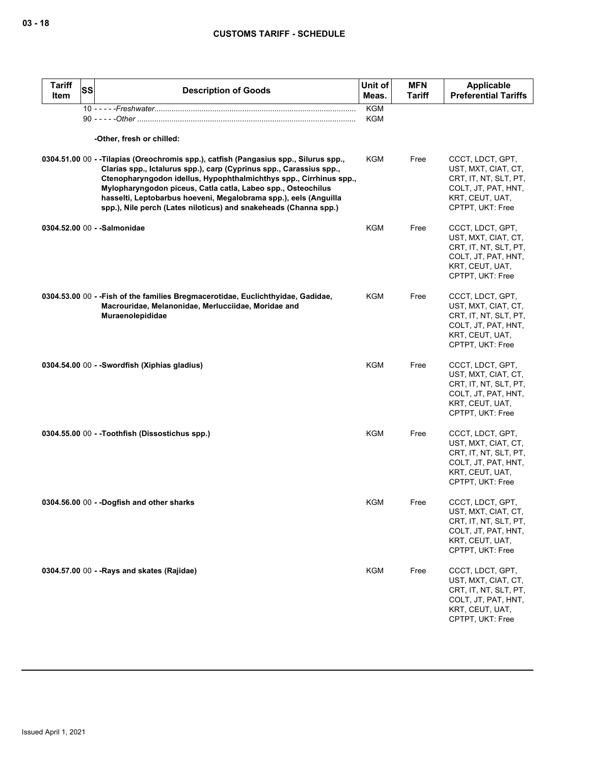| Tariff Item | SS | Description of Goods | Unit of Meas. | MFN Tariff | Applicable Preferential Tariffs |
|---|---|---|---|---|---|
| | 10 | - - - - -*Freshwater* | KGM | | |
| | 90 | - - - - -*Other* | KGM | | |
| | | **-Other, fresh or chilled:** | | | |
| **0304.51.00** | 00 | **- -Tilapias (Oreochromis spp.), catfish (Pangasius spp., Silurus spp., Clarias spp., Ictalurus spp.), carp (Cyprinus spp., Carassius spp., Ctenopharyngodon idellus, Hypophthalmichthys spp., Cirrhinus spp., Mylopharyngodon piceus, Catla catla, Labeo spp., Osteochilus hasselti, Leptobarbus hoeveni, Megalobrama spp.), eels (Anguilla spp.), Nile perch (Lates niloticus) and snakeheads (Channa spp.)** | KGM | Free | CCCT, LDCT, GPT, UST, MXT, CIAT, CT, CRT, IT, NT, SLT, PT, COLT, JT, PAT, HNT, KRT, CEUT, UAT, CPTPT, UKT: Free |
| **0304.52.00** | 00 | **- -Salmonidae** | KGM | Free | CCCT, LDCT, GPT, UST, MXT, CIAT, CT, CRT, IT, NT, SLT, PT, COLT, JT, PAT, HNT, KRT, CEUT, UAT, CPTPT, UKT: Free |
| **0304.53.00** | 00 | **- -Fish of the families Bregmacerotidae, Euclichthyidae, Gadidae, Macrouridae, Melanonidae, Merlucciidae, Moridae and Muraenolepididae** | KGM | Free | CCCT, LDCT, GPT, UST, MXT, CIAT, CT, CRT, IT, NT, SLT, PT, COLT, JT, PAT, HNT, KRT, CEUT, UAT, CPTPT, UKT: Free |
| **0304.54.00** | 00 | **- -Swordfish (Xiphias gladius)** | KGM | Free | CCCT, LDCT, GPT, UST, MXT, CIAT, CT, CRT, IT, NT, SLT, PT, COLT, JT, PAT, HNT, KRT, CEUT, UAT, CPTPT, UKT: Free |
| **0304.55.00** | 00 | **- -Toothfish (Dissostichus spp.)** | KGM | Free | CCCT, LDCT, GPT, UST, MXT, CIAT, CT, CRT, IT, NT, SLT, PT, COLT, JT, PAT, HNT, KRT, CEUT, UAT, CPTPT, UKT: Free |
| **0304.56.00** | 00 | **- -Dogfish and other sharks** | KGM | Free | CCCT, LDCT, GPT, UST, MXT, CIAT, CT, CRT, IT, NT, SLT, PT, COLT, JT, PAT, HNT, KRT, CEUT, UAT, CPTPT, UKT: Free |
| **0304.57.00** | 00 | **- -Rays and skates (Rajidae)** | KGM | Free | CCCT, LDCT, GPT, UST, MXT, CIAT, CT, CRT, IT, NT, SLT, PT, COLT, JT, PAT, HNT, KRT, CEUT, UAT, CPTPT, UKT: Free |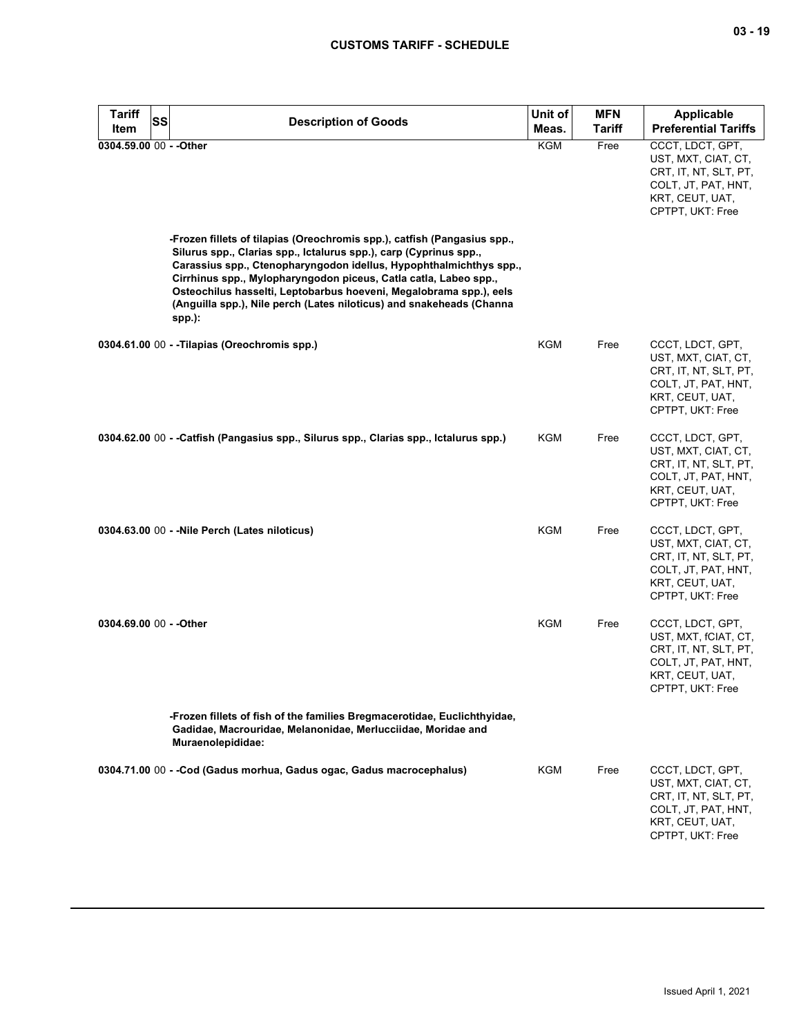| Tariff Item | SS | Description of Goods | Unit of Meas. | MFN Tariff | Applicable Preferential Tariffs |
|---|---|---|---|---|---|
| 0304.59.00 | 00 | - -Other | KGM | Free | CCCT, LDCT, GPT, UST, MXT, CIAT, CT, CRT, IT, NT, SLT, PT, COLT, JT, PAT, HNT, KRT, CEUT, UAT, CPTPT, UKT: Free |
| | | -Frozen fillets of tilapias (Oreochromis spp.), catfish (Pangasius spp., Silurus spp., Clarias spp., Ictalurus spp.), carp (Cyprinus spp., Carassius spp., Ctenopharyngodon idellus, Hypophthalmichthys spp., Cirrhinus spp., Mylopharyngodon piceus, Catla catla, Labeo spp., Osteochilus hasselti, Leptobarbus hoeveni, Megalobrama spp.), eels (Anguilla spp.), Nile perch (Lates niloticus) and snakeheads (Channa spp.): | | | |
| 0304.61.00 | 00 | - -Tilapias (Oreochromis spp.) | KGM | Free | CCCT, LDCT, GPT, UST, MXT, CIAT, CT, CRT, IT, NT, SLT, PT, COLT, JT, PAT, HNT, KRT, CEUT, UAT, CPTPT, UKT: Free |
| 0304.62.00 | 00 | - -Catfish (Pangasius spp., Silurus spp., Clarias spp., Ictalurus spp.) | KGM | Free | CCCT, LDCT, GPT, UST, MXT, CIAT, CT, CRT, IT, NT, SLT, PT, COLT, JT, PAT, HNT, KRT, CEUT, UAT, CPTPT, UKT: Free |
| 0304.63.00 | 00 | - -Nile Perch (Lates niloticus) | KGM | Free | CCCT, LDCT, GPT, UST, MXT, CIAT, CT, CRT, IT, NT, SLT, PT, COLT, JT, PAT, HNT, KRT, CEUT, UAT, CPTPT, UKT: Free |
| 0304.69.00 | 00 | - -Other | KGM | Free | CCCT, LDCT, GPT, UST, MXT, fCIAT, CT, CRT, IT, NT, SLT, PT, COLT, JT, PAT, HNT, KRT, CEUT, UAT, CPTPT, UKT: Free |
| | | -Frozen fillets of fish of the families Bregmacerotidae, Euclichthyidae, Gadidae, Macrouridae, Melanonidae, Merlucciidae, Moridae and Muraenolepididae: | | | |
| 0304.71.00 | 00 | - -Cod (Gadus morhua, Gadus ogac, Gadus macrocephalus) | KGM | Free | CCCT, LDCT, GPT, UST, MXT, CIAT, CT, CRT, IT, NT, SLT, PT, COLT, JT, PAT, HNT, KRT, CEUT, UAT, CPTPT, UKT: Free |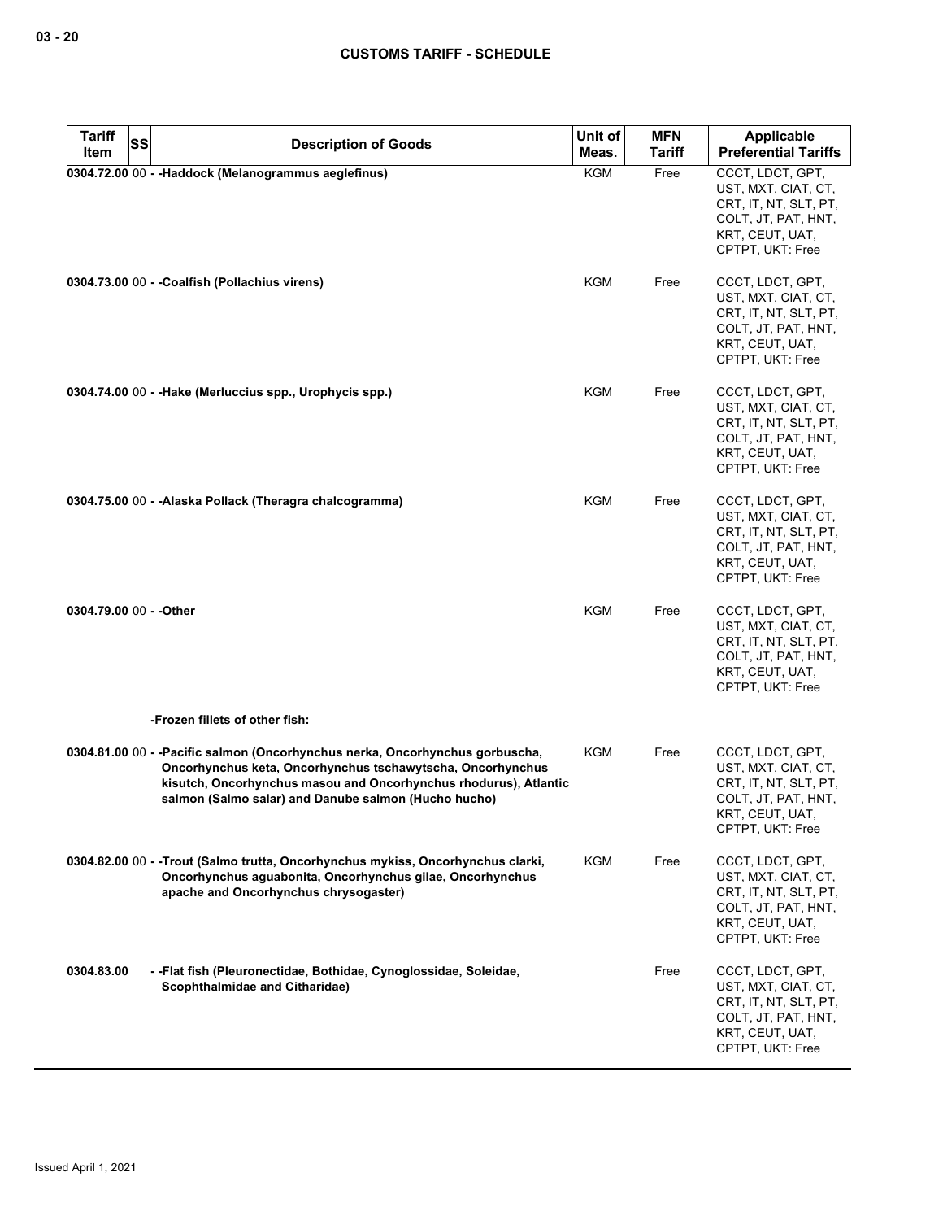| Tariff Item | SS | Description of Goods | Unit of Meas. | MFN Tariff | Applicable Preferential Tariffs |
|---|---|---|---|---|---|
| 0304.72.00 | 00 | - -Haddock (Melanogrammus aeglefinus) | KGM | Free | CCCT, LDCT, GPT, UST, MXT, CIAT, CT, CRT, IT, NT, SLT, PT, COLT, JT, PAT, HNT, KRT, CEUT, UAT, CPTPT, UKT: Free |
| 0304.73.00 | 00 | - -Coalfish (Pollachius virens) | KGM | Free | CCCT, LDCT, GPT, UST, MXT, CIAT, CT, CRT, IT, NT, SLT, PT, COLT, JT, PAT, HNT, KRT, CEUT, UAT, CPTPT, UKT: Free |
| 0304.74.00 | 00 | - -Hake (Merluccius spp., Urophycis spp.) | KGM | Free | CCCT, LDCT, GPT, UST, MXT, CIAT, CT, CRT, IT, NT, SLT, PT, COLT, JT, PAT, HNT, KRT, CEUT, UAT, CPTPT, UKT: Free |
| 0304.75.00 | 00 | - -Alaska Pollack (Theragra chalcogramma) | KGM | Free | CCCT, LDCT, GPT, UST, MXT, CIAT, CT, CRT, IT, NT, SLT, PT, COLT, JT, PAT, HNT, KRT, CEUT, UAT, CPTPT, UKT: Free |
| 0304.79.00 | 00 | - -Other | KGM | Free | CCCT, LDCT, GPT, UST, MXT, CIAT, CT, CRT, IT, NT, SLT, PT, COLT, JT, PAT, HNT, KRT, CEUT, UAT, CPTPT, UKT: Free |
| | | -Frozen fillets of other fish: | | | |
| 0304.81.00 | 00 | - -Pacific salmon (Oncorhynchus nerka, Oncorhynchus gorbuscha, Oncorhynchus keta, Oncorhynchus tschawytscha, Oncorhynchus kisutch, Oncorhynchus masou and Oncorhynchus rhodurus), Atlantic salmon (Salmo salar) and Danube salmon (Hucho hucho) | KGM | Free | CCCT, LDCT, GPT, UST, MXT, CIAT, CT, CRT, IT, NT, SLT, PT, COLT, JT, PAT, HNT, KRT, CEUT, UAT, CPTPT, UKT: Free |
| 0304.82.00 | 00 | - -Trout (Salmo trutta, Oncorhynchus mykiss, Oncorhynchus clarki, Oncorhynchus aguabonita, Oncorhynchus gilae, Oncorhynchus apache and Oncorhynchus chrysogaster) | KGM | Free | CCCT, LDCT, GPT, UST, MXT, CIAT, CT, CRT, IT, NT, SLT, PT, COLT, JT, PAT, HNT, KRT, CEUT, UAT, CPTPT, UKT: Free |
| 0304.83.00 | | - -Flat fish (Pleuronectidae, Bothidae, Cynoglossidae, Soleidae, Scophthalmidae and Citharidae) | | Free | CCCT, LDCT, GPT, UST, MXT, CIAT, CT, CRT, IT, NT, SLT, PT, COLT, JT, PAT, HNT, KRT, CEUT, UAT, CPTPT, UKT: Free |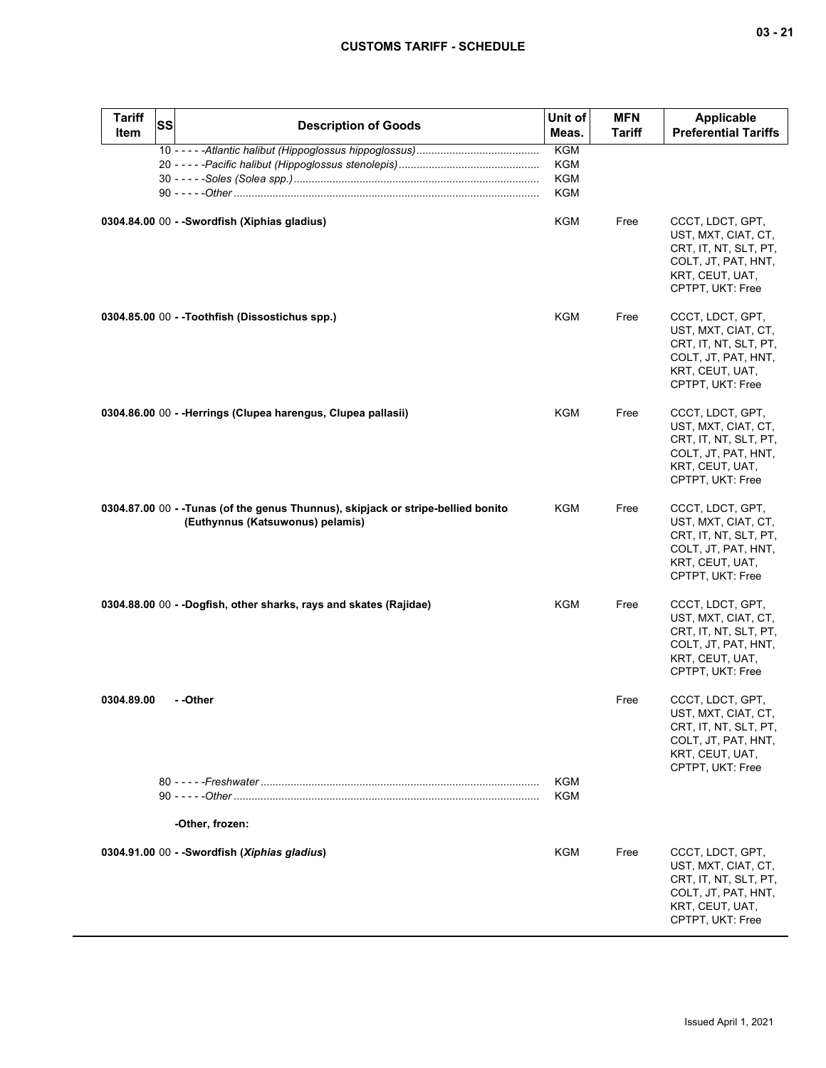| Tariff Item | SS | Description of Goods | Unit of Meas. | MFN Tariff | Applicable Preferential Tariffs |
|---|---|---|---|---|---|
| | | 10 - - - - -*Atlantic halibut (Hippoglossus hippoglossus)* | KGM | | |
| | | 20 - - - - -*Pacific halibut (Hippoglossus stenolepis)* | KGM | | |
| | | 30 - - - - -*Soles (Solea spp.)* | KGM | | |
| | | 90 - - - - -*Other* | KGM | | |
| **0304.84.00** | 00 | **- -Swordfish (Xiphias gladius)** | KGM | Free | CCCT, LDCT, GPT, UST, MXT, CIAT, CT, CRT, IT, NT, SLT, PT, COLT, JT, PAT, HNT, KRT, CEUT, UAT, CPTPT, UKT: Free |
| **0304.85.00** | 00 | **- -Toothfish (Dissostichus spp.)** | KGM | Free | CCCT, LDCT, GPT, UST, MXT, CIAT, CT, CRT, IT, NT, SLT, PT, COLT, JT, PAT, HNT, KRT, CEUT, UAT, CPTPT, UKT: Free |
| **0304.86.00** | 00 | **- -Herrings (Clupea harengus, Clupea pallasii)** | KGM | Free | CCCT, LDCT, GPT, UST, MXT, CIAT, CT, CRT, IT, NT, SLT, PT, COLT, JT, PAT, HNT, KRT, CEUT, UAT, CPTPT, UKT: Free |
| **0304.87.00** | 00 | **- -Tunas (of the genus Thunnus), skipjack or stripe-bellied bonito (Euthynnus (Katsuwonus) pelamis)** | KGM | Free | CCCT, LDCT, GPT, UST, MXT, CIAT, CT, CRT, IT, NT, SLT, PT, COLT, JT, PAT, HNT, KRT, CEUT, UAT, CPTPT, UKT: Free |
| **0304.88.00** | 00 | **- -Dogfish, other sharks, rays and skates (Rajidae)** | KGM | Free | CCCT, LDCT, GPT, UST, MXT, CIAT, CT, CRT, IT, NT, SLT, PT, COLT, JT, PAT, HNT, KRT, CEUT, UAT, CPTPT, UKT: Free |
| **0304.89.00** | | **- -Other** | | Free | CCCT, LDCT, GPT, UST, MXT, CIAT, CT, CRT, IT, NT, SLT, PT, COLT, JT, PAT, HNT, KRT, CEUT, UAT, CPTPT, UKT: Free |
| | | 80 - - - - -*Freshwater* | KGM | | |
| | | 90 - - - - -*Other* | KGM | | |
| | | **-Other, frozen:** | | | |
| **0304.91.00** | 00 | **- -Swordfish (*Xiphias gladius*)** | KGM | Free | CCCT, LDCT, GPT, UST, MXT, CIAT, CT, CRT, IT, NT, SLT, PT, COLT, JT, PAT, HNT, KRT, CEUT, UAT, CPTPT, UKT: Free |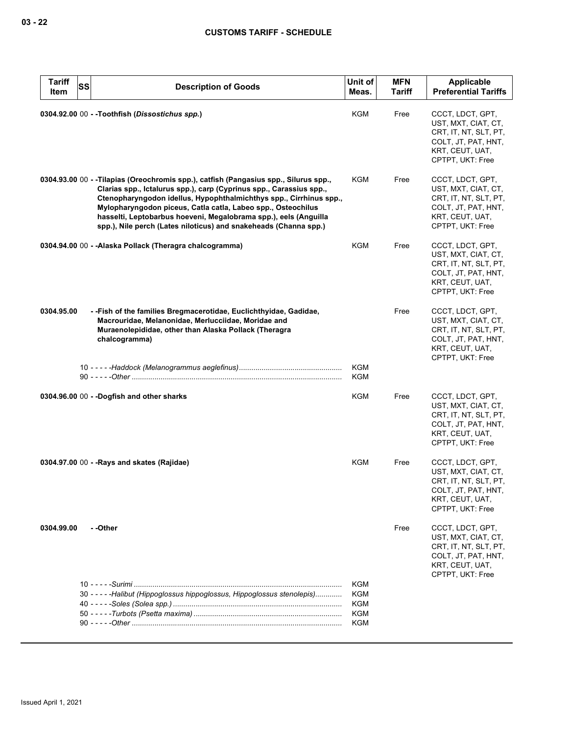| Tariff Item | SS | Description of Goods | Unit of Meas. | MFN Tariff | Applicable Preferential Tariffs |
|---|---|---|---|---|---|
| 0304.92.00 | 00 | - -Toothfish (*Dissostichus spp.*) | KGM | Free | CCCT, LDCT, GPT, UST, MXT, CIAT, CT, CRT, IT, NT, SLT, PT, COLT, JT, PAT, HNT, KRT, CEUT, UAT, CPTPT, UKT: Free |
| 0304.93.00 | 00 | - -Tilapias (Oreochromis spp.), catfish (Pangasius spp., Silurus spp., Clarias spp., Ictalurus spp.), carp (Cyprinus spp., Carassius spp., Ctenopharyngodon idellus, Hypophthalmichthys spp., Cirrhinus spp., Mylopharyngodon piceus, Catla catla, Labeo spp., Osteochilus hasselti, Leptobarbus hoeveni, Megalobrama spp.), eels (Anguilla spp.), Nile perch (Lates niloticus) and snakeheads (Channa spp.) | KGM | Free | CCCT, LDCT, GPT, UST, MXT, CIAT, CT, CRT, IT, NT, SLT, PT, COLT, JT, PAT, HNT, KRT, CEUT, UAT, CPTPT, UKT: Free |
| 0304.94.00 | 00 | - -Alaska Pollack (Theragra chalcogramma) | KGM | Free | CCCT, LDCT, GPT, UST, MXT, CIAT, CT, CRT, IT, NT, SLT, PT, COLT, JT, PAT, HNT, KRT, CEUT, UAT, CPTPT, UKT: Free |
| 0304.95.00 | | - -Fish of the families Bregmacerotidae, Euclichthyidae, Gadidae, Macrouridae, Melanonidae, Merlucciidae, Moridae and Muraenolepididae, other than Alaska Pollack (Theragra chalcogramma) | | Free | CCCT, LDCT, GPT, UST, MXT, CIAT, CT, CRT, IT, NT, SLT, PT, COLT, JT, PAT, HNT, KRT, CEUT, UAT, CPTPT, UKT: Free |
| | 10 | - - - - -*Haddock (Melanogrammus aeglefinus)* | KGM | | |
| | 90 | - - - - -*Other* | KGM | | |
| 0304.96.00 | 00 | - -Dogfish and other sharks | KGM | Free | CCCT, LDCT, GPT, UST, MXT, CIAT, CT, CRT, IT, NT, SLT, PT, COLT, JT, PAT, HNT, KRT, CEUT, UAT, CPTPT, UKT: Free |
| 0304.97.00 | 00 | - -Rays and skates (Rajidae) | KGM | Free | CCCT, LDCT, GPT, UST, MXT, CIAT, CT, CRT, IT, NT, SLT, PT, COLT, JT, PAT, HNT, KRT, CEUT, UAT, CPTPT, UKT: Free |
| 0304.99.00 | | - -Other | | Free | CCCT, LDCT, GPT, UST, MXT, CIAT, CT, CRT, IT, NT, SLT, PT, COLT, JT, PAT, HNT, KRT, CEUT, UAT, CPTPT, UKT: Free |
| | 10 | - - - - -*Surimi* | KGM | | |
| | 30 | - - - - -*Halibut (Hippoglossus hippoglossus, Hippoglossus stenolepis)* | KGM | | |
| | 40 | - - - - -*Soles (Solea spp.)* | KGM | | |
| | 50 | - - - - -*Turbots (Psetta maxima)* | KGM | | |
| | 90 | - - - - -*Other* | KGM | | |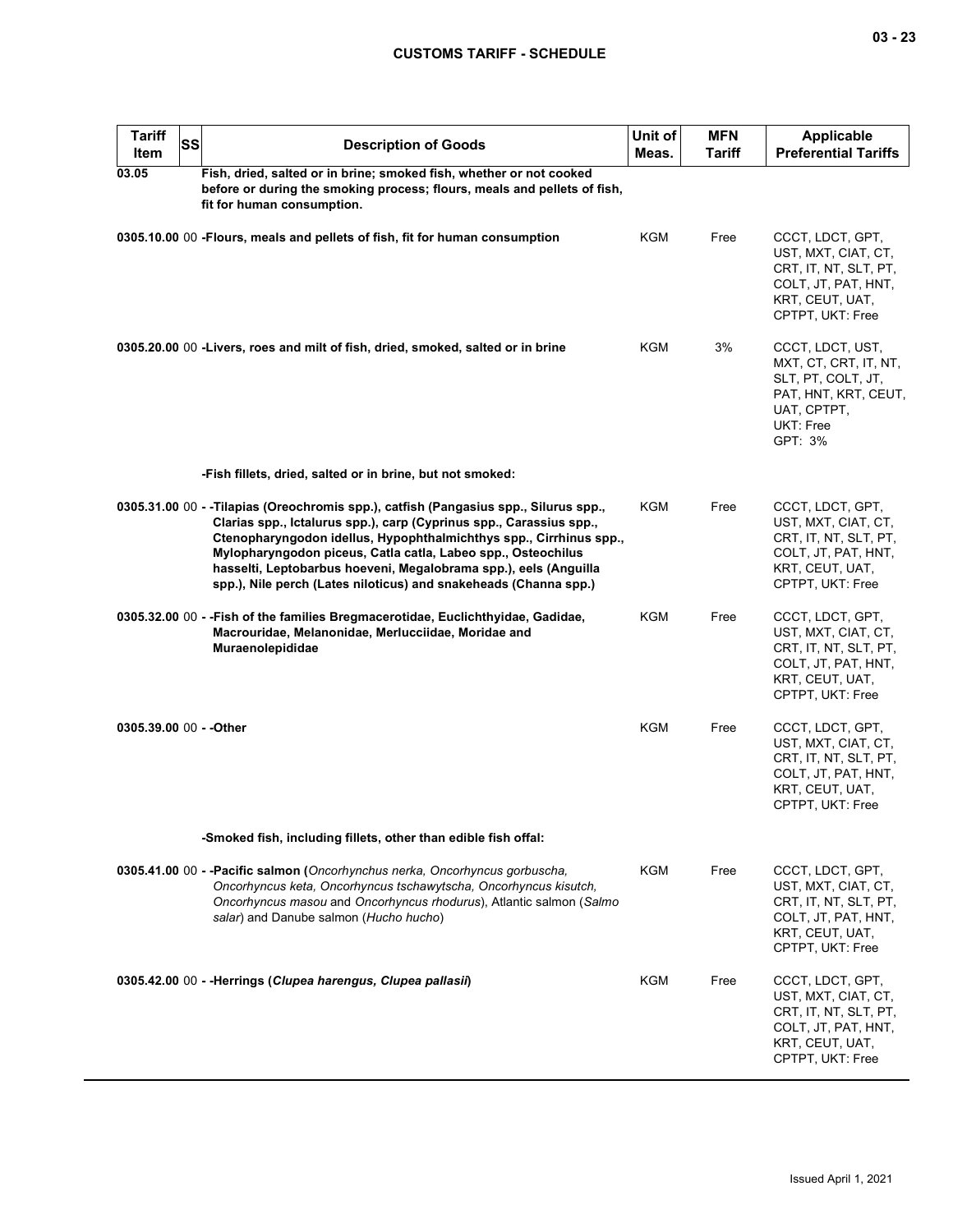| Tariff Item | SS | Description of Goods | Unit of Meas. | MFN Tariff | Applicable Preferential Tariffs |
|---|---|---|---|---|---|
| 03.05 | | **Fish, dried, salted or in brine; smoked fish, whether or not cooked before or during the smoking process; flours, meals and pellets of fish, fit for human consumption.** | | | |
| **0305.10.00** | 00 | **-Flours, meals and pellets of fish, fit for human consumption** | KGM | Free | CCCT, LDCT, GPT, UST, MXT, CIAT, CT, CRT, IT, NT, SLT, PT, COLT, JT, PAT, HNT, KRT, CEUT, UAT, CPTPT, UKT: Free |
| **0305.20.00** | 00 | **-Livers, roes and milt of fish, dried, smoked, salted or in brine** | KGM | 3% | CCCT, LDCT, UST, MXT, CT, CRT, IT, NT, SLT, PT, COLT, JT, PAT, HNT, KRT, CEUT, UAT, CPTPT, UKT: Free<br>GPT: 3% |
| | | **-Fish fillets, dried, salted or in brine, but not smoked:** | | | |
| **0305.31.00** | 00 | **- -Tilapias (Oreochromis spp.), catfish (Pangasius spp., Silurus spp., Clarias spp., Ictalurus spp.), carp (Cyprinus spp., Carassius spp., Ctenopharyngodon idellus, Hypophthalmichthys spp., Cirrhinus spp., Mylopharyngodon piceus, Catla catla, Labeo spp., Osteochilus hasselti, Leptobarbus hoeveni, Megalobrama spp.), eels (Anguilla spp.), Nile perch (Lates niloticus) and snakeheads (Channa spp.)** | KGM | Free | CCCT, LDCT, GPT, UST, MXT, CIAT, CT, CRT, IT, NT, SLT, PT, COLT, JT, PAT, HNT, KRT, CEUT, UAT, CPTPT, UKT: Free |
| **0305.32.00** | 00 | **- -Fish of the families Bregmacerotidae, Euclichthyidae, Gadidae, Macrouridae, Melanonidae, Merlucciidae, Moridae and Muraenolepididae** | KGM | Free | CCCT, LDCT, GPT, UST, MXT, CIAT, CT, CRT, IT, NT, SLT, PT, COLT, JT, PAT, HNT, KRT, CEUT, UAT, CPTPT, UKT: Free |
| **0305.39.00** | 00 | **- -Other** | KGM | Free | CCCT, LDCT, GPT, UST, MXT, CIAT, CT, CRT, IT, NT, SLT, PT, COLT, JT, PAT, HNT, KRT, CEUT, UAT, CPTPT, UKT: Free |
| | | **-Smoked fish, including fillets, other than edible fish offal:** | | | |
| **0305.41.00** | 00 | **- -Pacific salmon (***Oncorhynchus nerka, Oncorhyncus gorbuscha, Oncorhyncus keta, Oncorhyncus tschawytscha, Oncorhyncus kisutch, Oncorhyncus masou* and *Oncorhyncus rhodurus*), Atlantic salmon (*Salmo salar*) and Danube salmon (*Hucho hucho*) | KGM | Free | CCCT, LDCT, GPT, UST, MXT, CIAT, CT, CRT, IT, NT, SLT, PT, COLT, JT, PAT, HNT, KRT, CEUT, UAT, CPTPT, UKT: Free |
| **0305.42.00** | 00 | **- -Herrings (*Clupea harengus, Clupea pallasii*)** | KGM | Free | CCCT, LDCT, GPT, UST, MXT, CIAT, CT, CRT, IT, NT, SLT, PT, COLT, JT, PAT, HNT, KRT, CEUT, UAT, CPTPT, UKT: Free |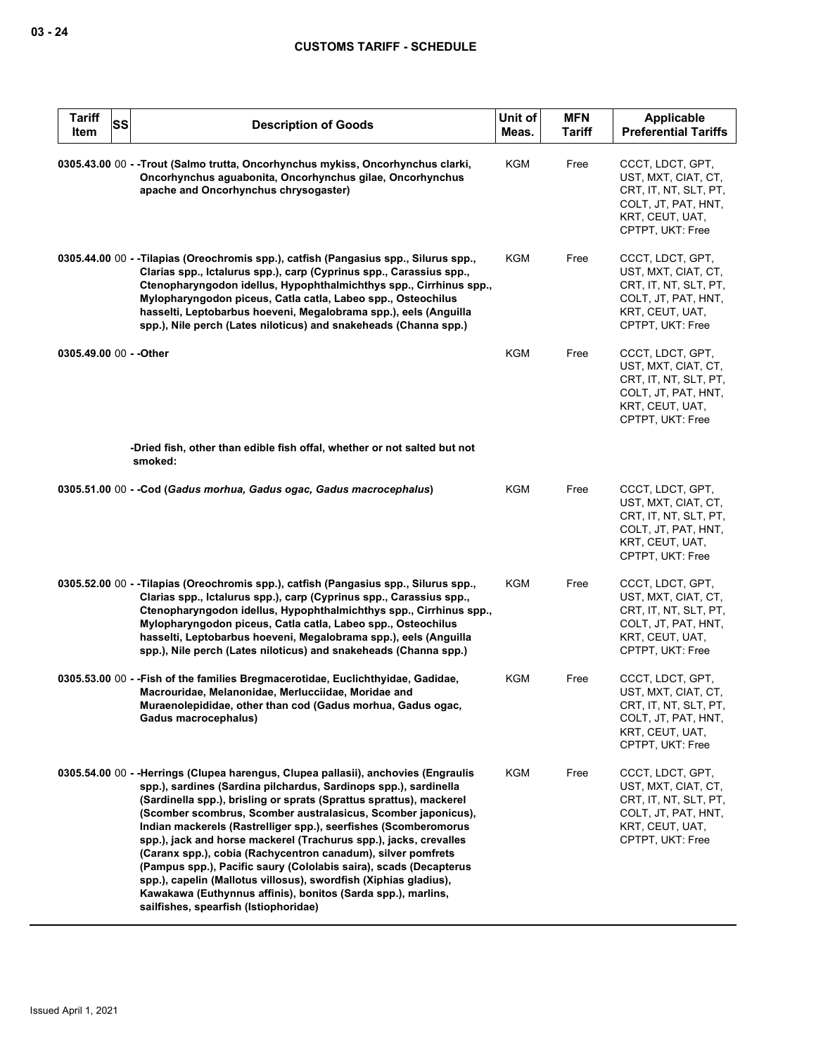| Tariff Item | SS | Description of Goods | Unit of Meas. | MFN Tariff | Applicable Preferential Tariffs |
|---|---|---|---|---|---|
| 0305.43.00 | 00 | - -Trout (Salmo trutta, Oncorhynchus mykiss, Oncorhynchus clarki, Oncorhynchus aguabonita, Oncorhynchus gilae, Oncorhynchus apache and Oncorhynchus chrysogaster) | KGM | Free | CCCT, LDCT, GPT, UST, MXT, CIAT, CT, CRT, IT, NT, SLT, PT, COLT, JT, PAT, HNT, KRT, CEUT, UAT, CPTPT, UKT: Free |
| 0305.44.00 | 00 | - -Tilapias (Oreochromis spp.), catfish (Pangasius spp., Silurus spp., Clarias spp., Ictalurus spp.), carp (Cyprinus spp., Carassius spp., Ctenopharyngodon idellus, Hypophthalmichthys spp., Cirrhinus spp., Mylopharyngodon piceus, Catla catla, Labeo spp., Osteochilus hasselti, Leptobarbus hoeveni, Megalobrama spp.), eels (Anguilla spp.), Nile perch (Lates niloticus) and snakeheads (Channa spp.) | KGM | Free | CCCT, LDCT, GPT, UST, MXT, CIAT, CT, CRT, IT, NT, SLT, PT, COLT, JT, PAT, HNT, KRT, CEUT, UAT, CPTPT, UKT: Free |
| 0305.49.00 | 00 | - -Other | KGM | Free | CCCT, LDCT, GPT, UST, MXT, CIAT, CT, CRT, IT, NT, SLT, PT, COLT, JT, PAT, HNT, KRT, CEUT, UAT, CPTPT, UKT: Free |
| | | -Dried fish, other than edible fish offal, whether or not salted but not smoked: | | | |
| 0305.51.00 | 00 | - -Cod (*Gadus morhua, Gadus ogac, Gadus macrocephalus*) | KGM | Free | CCCT, LDCT, GPT, UST, MXT, CIAT, CT, CRT, IT, NT, SLT, PT, COLT, JT, PAT, HNT, KRT, CEUT, UAT, CPTPT, UKT: Free |
| 0305.52.00 | 00 | - -Tilapias (Oreochromis spp.), catfish (Pangasius spp., Silurus spp., Clarias spp., Ictalurus spp.), carp (Cyprinus spp., Carassius spp., Ctenopharyngodon idellus, Hypophthalmichthys spp., Cirrhinus spp., Mylopharyngodon piceus, Catla catla, Labeo spp., Osteochilus hasselti, Leptobarbus hoeveni, Megalobrama spp.), eels (Anguilla spp.), Nile perch (Lates niloticus) and snakeheads (Channa spp.) | KGM | Free | CCCT, LDCT, GPT, UST, MXT, CIAT, CT, CRT, IT, NT, SLT, PT, COLT, JT, PAT, HNT, KRT, CEUT, UAT, CPTPT, UKT: Free |
| 0305.53.00 | 00 | - -Fish of the families Bregmacerotidae, Euclichthyidae, Gadidae, Macrouridae, Melanonidae, Merlucciidae, Moridae and Muraenolepididae, other than cod (Gadus morhua, Gadus ogac, Gadus macrocephalus) | KGM | Free | CCCT, LDCT, GPT, UST, MXT, CIAT, CT, CRT, IT, NT, SLT, PT, COLT, JT, PAT, HNT, KRT, CEUT, UAT, CPTPT, UKT: Free |
| 0305.54.00 | 00 | - -Herrings (Clupea harengus, Clupea pallasii), anchovies (Engraulis spp.), sardines (Sardina pilchardus, Sardinops spp.), sardinella (Sardinella spp.), brisling or sprats (Sprattus sprattus), mackerel (Scomber scombrus, Scomber australasicus, Scomber japonicus), Indian mackerels (Rastrelliger spp.), seerfishes (Scomberomorus spp.), jack and horse mackerel (Trachurus spp.), jacks, crevalles (Caranx spp.), cobia (Rachycentron canadum), silver pomfrets (Pampus spp.), Pacific saury (Cololabis saira), scads (Decapterus spp.), capelin (Mallotus villosus), swordfish (Xiphias gladius), Kawakawa (Euthynnus affinis), bonitos (Sarda spp.), marlins, sailfishes, spearfish (Istiophoridae) | KGM | Free | CCCT, LDCT, GPT, UST, MXT, CIAT, CT, CRT, IT, NT, SLT, PT, COLT, JT, PAT, HNT, KRT, CEUT, UAT, CPTPT, UKT: Free |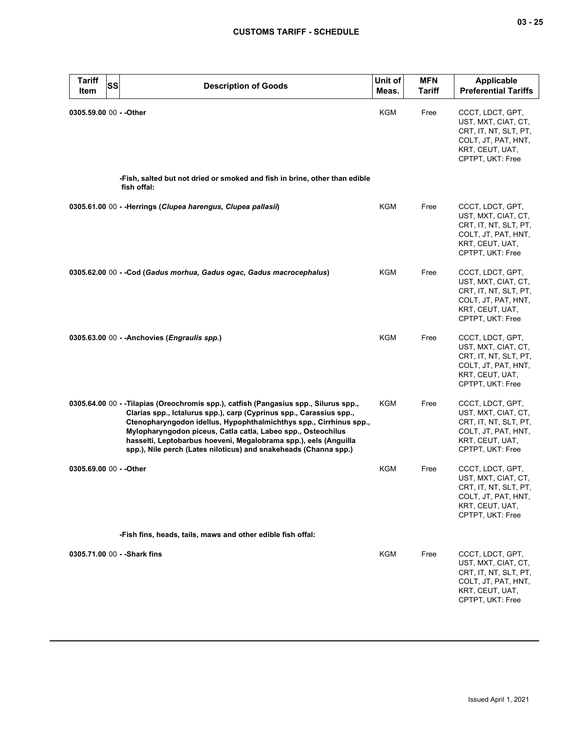| Tariff Item | SS | Description of Goods | Unit of Meas. | MFN Tariff | Applicable Preferential Tariffs |
|---|---|---|---|---|---|
| 0305.59.00 | 00 | - -Other | KGM | Free | CCCT, LDCT, GPT, UST, MXT, CIAT, CT, CRT, IT, NT, SLT, PT, COLT, JT, PAT, HNT, KRT, CEUT, UAT, CPTPT, UKT: Free |
| | | -Fish, salted but not dried or smoked and fish in brine, other than edible fish offal: | | | |
| 0305.61.00 | 00 | - -Herrings (*Clupea harengus, Clupea pallasii*) | KGM | Free | CCCT, LDCT, GPT, UST, MXT, CIAT, CT, CRT, IT, NT, SLT, PT, COLT, JT, PAT, HNT, KRT, CEUT, UAT, CPTPT, UKT: Free |
| 0305.62.00 | 00 | - -Cod (*Gadus morhua, Gadus ogac, Gadus macrocephalus*) | KGM | Free | CCCT, LDCT, GPT, UST, MXT, CIAT, CT, CRT, IT, NT, SLT, PT, COLT, JT, PAT, HNT, KRT, CEUT, UAT, CPTPT, UKT: Free |
| 0305.63.00 | 00 | - -Anchovies (*Engraulis spp.*) | KGM | Free | CCCT, LDCT, GPT, UST, MXT, CIAT, CT, CRT, IT, NT, SLT, PT, COLT, JT, PAT, HNT, KRT, CEUT, UAT, CPTPT, UKT: Free |
| 0305.64.00 | 00 | - -Tilapias (Oreochromis spp.), catfish (Pangasius spp., Silurus spp., Clarias spp., Ictalurus spp.), carp (Cyprinus spp., Carassius spp., Ctenopharyngodon idellus, Hypophthalmichthys spp., Cirrhinus spp., Mylopharyngodon piceus, Catla catla, Labeo spp., Osteochilus hasselti, Leptobarbus hoeveni, Megalobrama spp.), eels (Anguilla spp.), Nile perch (Lates niloticus) and snakeheads (Channa spp.) | KGM | Free | CCCT, LDCT, GPT, UST, MXT, CIAT, CT, CRT, IT, NT, SLT, PT, COLT, JT, PAT, HNT, KRT, CEUT, UAT, CPTPT, UKT: Free |
| 0305.69.00 | 00 | - -Other | KGM | Free | CCCT, LDCT, GPT, UST, MXT, CIAT, CT, CRT, IT, NT, SLT, PT, COLT, JT, PAT, HNT, KRT, CEUT, UAT, CPTPT, UKT: Free |
| | | -Fish fins, heads, tails, maws and other edible fish offal: | | | |
| 0305.71.00 | 00 | - -Shark fins | KGM | Free | CCCT, LDCT, GPT, UST, MXT, CIAT, CT, CRT, IT, NT, SLT, PT, COLT, JT, PAT, HNT, KRT, CEUT, UAT, CPTPT, UKT: Free |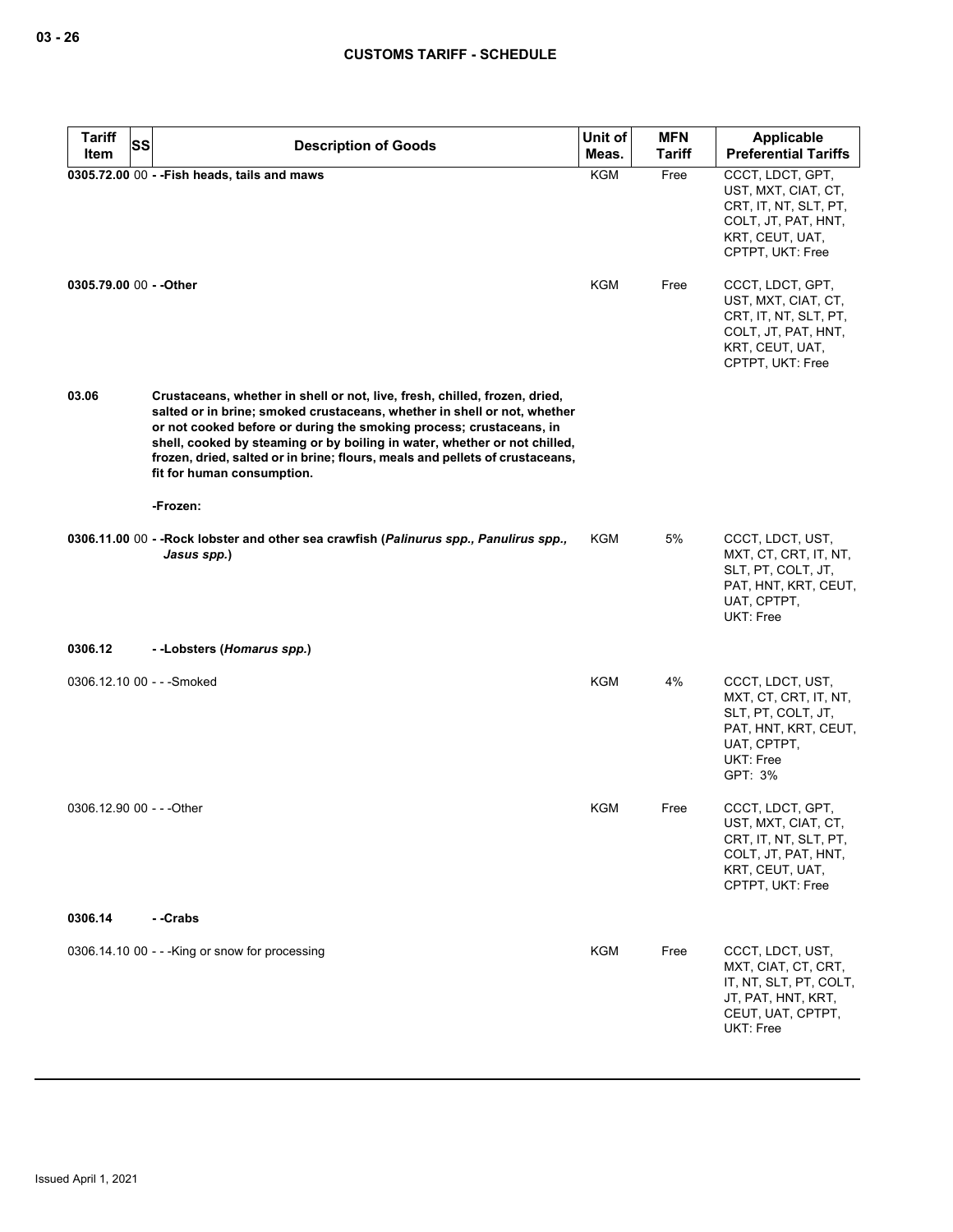| Tariff Item | SS | Description of Goods | Unit of Meas. | MFN Tariff | Applicable Preferential Tariffs |
|---|---|---|---|---|---|
| **0305.72.00** | 00 | **- -Fish heads, tails and maws** | KGM | Free | CCCT, LDCT, GPT, UST, MXT, CIAT, CT, CRT, IT, NT, SLT, PT, COLT, JT, PAT, HNT, KRT, CEUT, UAT, CPTPT, UKT: Free |
| **0305.79.00** | 00 | **- -Other** | KGM | Free | CCCT, LDCT, GPT, UST, MXT, CIAT, CT, CRT, IT, NT, SLT, PT, COLT, JT, PAT, HNT, KRT, CEUT, UAT, CPTPT, UKT: Free |
| **03.06** | | **Crustaceans, whether in shell or not, live, fresh, chilled, frozen, dried, salted or in brine; smoked crustaceans, whether in shell or not, whether or not cooked before or during the smoking process; crustaceans, in shell, cooked by steaming or by boiling in water, whether or not chilled, frozen, dried, salted or in brine; flours, meals and pellets of crustaceans, fit for human consumption.** | | | |
| | | **-Frozen:** | | | |
| **0306.11.00** | 00 | **- -Rock lobster and other sea crawfish (*Palinurus spp., Panulirus spp., Jasus spp.*)** | KGM | 5% | CCCT, LDCT, UST, MXT, CT, CRT, IT, NT, SLT, PT, COLT, JT, PAT, HNT, KRT, CEUT, UAT, CPTPT, UKT: Free |
| **0306.12** | | **- -Lobsters (*Homarus spp.*)** | | | |
| 0306.12.10 | 00 | - - -Smoked | KGM | 4% | CCCT, LDCT, UST, MXT, CT, CRT, IT, NT, SLT, PT, COLT, JT, PAT, HNT, KRT, CEUT, UAT, CPTPT, UKT: Free<br>GPT: 3% |
| 0306.12.90 | 00 | - - -Other | KGM | Free | CCCT, LDCT, GPT, UST, MXT, CIAT, CT, CRT, IT, NT, SLT, PT, COLT, JT, PAT, HNT, KRT, CEUT, UAT, CPTPT, UKT: Free |
| **0306.14** | | **- -Crabs** | | | |
| 0306.14.10 | 00 | - - -King or snow for processing | KGM | Free | CCCT, LDCT, UST, MXT, CIAT, CT, CRT, IT, NT, SLT, PT, COLT, JT, PAT, HNT, KRT, CEUT, UAT, CPTPT, UKT: Free |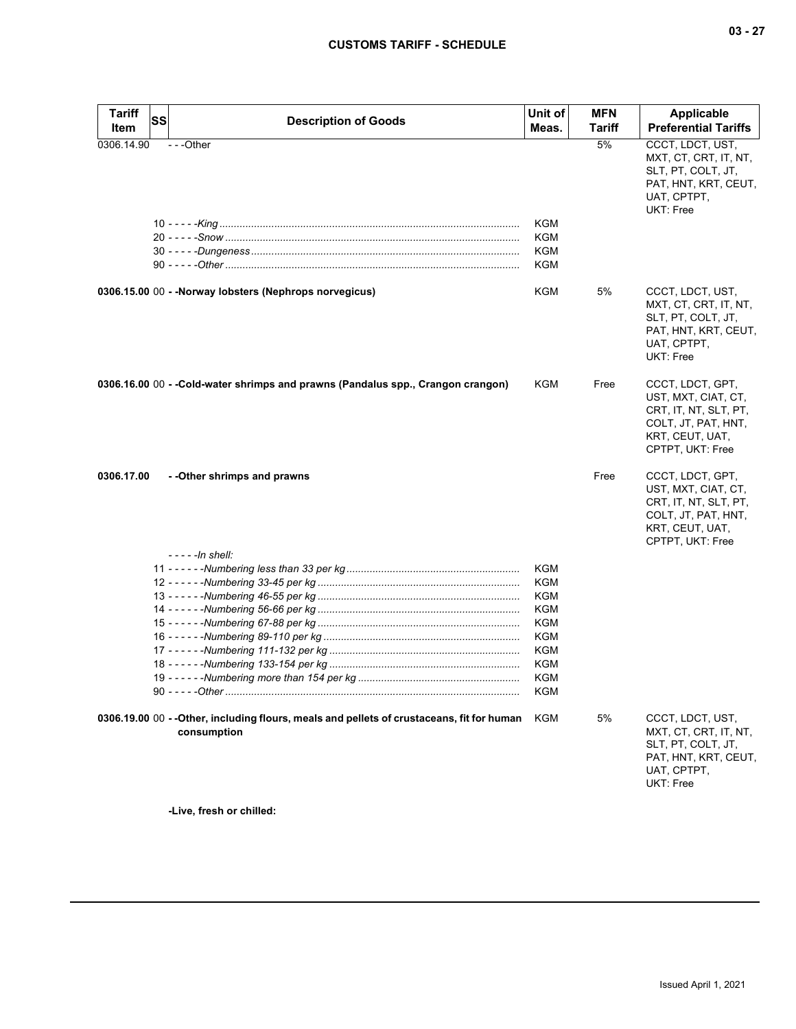| Tariff Item | SS | Description of Goods | Unit of Meas. | MFN Tariff | Applicable Preferential Tariffs |
|---|---|---|---|---|---|
| 0306.14.90 | | - - -Other | | 5% | CCCT, LDCT, UST, MXT, CT, CRT, IT, NT, SLT, PT, COLT, JT, PAT, HNT, KRT, CEUT, UAT, CPTPT, UKT: Free |
| | 10 | - - - - -*King* | KGM | | |
| | 20 | - - - - -*Snow* | KGM | | |
| | 30 | - - - - -*Dungeness* | KGM | | |
| | 90 | - - - - -*Other* | KGM | | |
| **0306.15.00** | 00 | **- -Norway lobsters (Nephrops norvegicus)** | KGM | 5% | CCCT, LDCT, UST, MXT, CT, CRT, IT, NT, SLT, PT, COLT, JT, PAT, HNT, KRT, CEUT, UAT, CPTPT, UKT: Free |
| **0306.16.00** | 00 | **- -Cold-water shrimps and prawns (Pandalus spp., Crangon crangon)** | KGM | Free | CCCT, LDCT, GPT, UST, MXT, CIAT, CT, CRT, IT, NT, SLT, PT, COLT, JT, PAT, HNT, KRT, CEUT, UAT, CPTPT, UKT: Free |
| **0306.17.00** | | **- -Other shrimps and prawns** | | Free | CCCT, LDCT, GPT, UST, MXT, CIAT, CT, CRT, IT, NT, SLT, PT, COLT, JT, PAT, HNT, KRT, CEUT, UAT, CPTPT, UKT: Free |
| | | - - - - -*In shell:* | | | |
| | 11 | - - - - - -*Numbering less than 33 per kg* | KGM | | |
| | 12 | - - - - - -*Numbering 33-45 per kg* | KGM | | |
| | 13 | - - - - - -*Numbering 46-55 per kg* | KGM | | |
| | 14 | - - - - - -*Numbering 56-66 per kg* | KGM | | |
| | 15 | - - - - - -*Numbering 67-88 per kg* | KGM | | |
| | 16 | - - - - - -*Numbering 89-110 per kg* | KGM | | |
| | 17 | - - - - - -*Numbering 111-132 per kg* | KGM | | |
| | 18 | - - - - - -*Numbering 133-154 per kg* | KGM | | |
| | 19 | - - - - - -*Numbering more than 154 per kg* | KGM | | |
| | 90 | - - - - -*Other* | KGM | | |
| **0306.19.00** | 00 | **- -Other, including flours, meals and pellets of crustaceans, fit for human consumption** | KGM | 5% | CCCT, LDCT, UST, MXT, CT, CRT, IT, NT, SLT, PT, COLT, JT, PAT, HNT, KRT, CEUT, UAT, CPTPT, UKT: Free |
| | | **-Live, fresh or chilled:** | | | |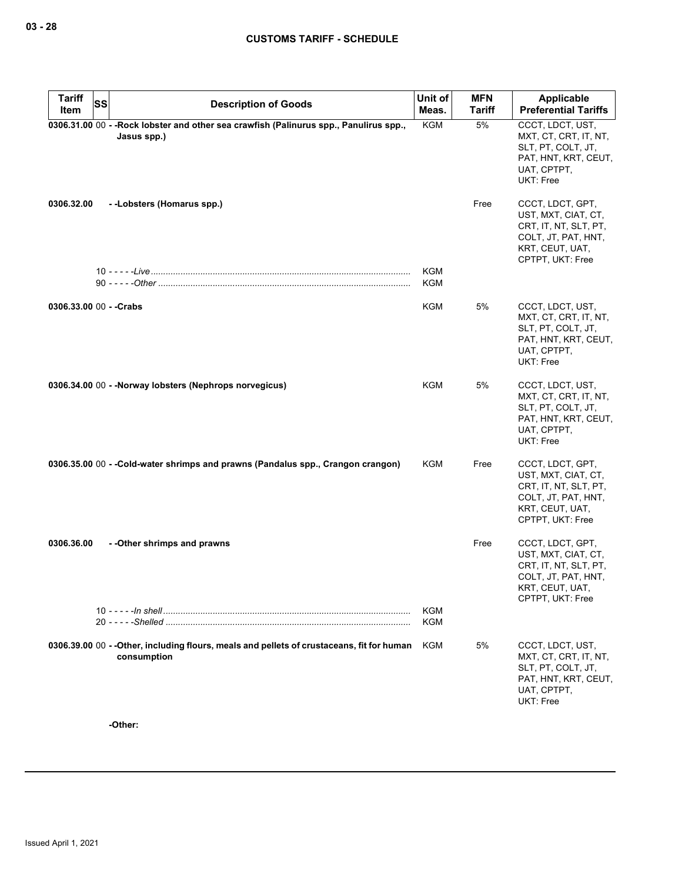| Tariff Item | SS | Description of Goods | Unit of Meas. | MFN Tariff | Applicable Preferential Tariffs |
|---|---|---|---|---|---|
| **0306.31.00** | 00 | **- -Rock lobster and other sea crawfish (Palinurus spp., Panulirus spp., Jasus spp.)** | KGM | 5% | CCCT, LDCT, UST, MXT, CT, CRT, IT, NT, SLT, PT, COLT, JT, PAT, HNT, KRT, CEUT, UAT, CPTPT, UKT: Free |
| **0306.32.00** | | **- -Lobsters (Homarus spp.)** | | Free | CCCT, LDCT, GPT, UST, MXT, CIAT, CT, CRT, IT, NT, SLT, PT, COLT, JT, PAT, HNT, KRT, CEUT, UAT, CPTPT, UKT: Free |
| | 10 | - - - - -*Live* | KGM | | |
| | 90 | - - - - -*Other* | KGM | | |
| **0306.33.00** | 00 | **- -Crabs** | KGM | 5% | CCCT, LDCT, UST, MXT, CT, CRT, IT, NT, SLT, PT, COLT, JT, PAT, HNT, KRT, CEUT, UAT, CPTPT, UKT: Free |
| **0306.34.00** | 00 | **- -Norway lobsters (Nephrops norvegicus)** | KGM | 5% | CCCT, LDCT, UST, MXT, CT, CRT, IT, NT, SLT, PT, COLT, JT, PAT, HNT, KRT, CEUT, UAT, CPTPT, UKT: Free |
| **0306.35.00** | 00 | **- -Cold-water shrimps and prawns (Pandalus spp., Crangon crangon)** | KGM | Free | CCCT, LDCT, GPT, UST, MXT, CIAT, CT, CRT, IT, NT, SLT, PT, COLT, JT, PAT, HNT, KRT, CEUT, UAT, CPTPT, UKT: Free |
| **0306.36.00** | | **- -Other shrimps and prawns** | | Free | CCCT, LDCT, GPT, UST, MXT, CIAT, CT, CRT, IT, NT, SLT, PT, COLT, JT, PAT, HNT, KRT, CEUT, UAT, CPTPT, UKT: Free |
| | 10 | - - - - -*In shell* | KGM | | |
| | 20 | - - - - -*Shelled* | KGM | | |
| **0306.39.00** | 00 | **- -Other, including flours, meals and pellets of crustaceans, fit for human consumption** | KGM | 5% | CCCT, LDCT, UST, MXT, CT, CRT, IT, NT, SLT, PT, COLT, JT, PAT, HNT, KRT, CEUT, UAT, CPTPT, UKT: Free |
| | | **-Other:** | | | |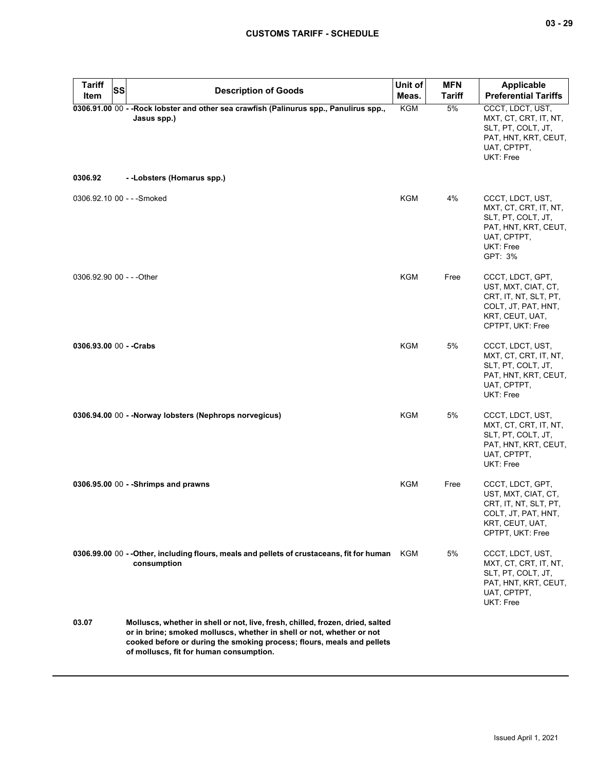| Tariff Item | SS | Description of Goods | Unit of Meas. | MFN Tariff | Applicable Preferential Tariffs |
|---|---|---|---|---|---|
| **0306.91.00** | 00 | **- -Rock lobster and other sea crawfish (Palinurus spp., Panulirus spp., Jasus spp.)** | KGM | 5% | CCCT, LDCT, UST, MXT, CT, CRT, IT, NT, SLT, PT, COLT, JT, PAT, HNT, KRT, CEUT, UAT, CPTPT, UKT: Free |
| **0306.92** | | **- -Lobsters (Homarus spp.)** | | | |
| 0306.92.10 | 00 | - - -Smoked | KGM | 4% | CCCT, LDCT, UST, MXT, CT, CRT, IT, NT, SLT, PT, COLT, JT, PAT, HNT, KRT, CEUT, UAT, CPTPT, UKT: Free<br>GPT: 3% |
| 0306.92.90 | 00 | - - -Other | KGM | Free | CCCT, LDCT, GPT, UST, MXT, CIAT, CT, CRT, IT, NT, SLT, PT, COLT, JT, PAT, HNT, KRT, CEUT, UAT, CPTPT, UKT: Free |
| **0306.93.00** | 00 | **- -Crabs** | KGM | 5% | CCCT, LDCT, UST, MXT, CT, CRT, IT, NT, SLT, PT, COLT, JT, PAT, HNT, KRT, CEUT, UAT, CPTPT, UKT: Free |
| **0306.94.00** | 00 | **- -Norway lobsters (Nephrops norvegicus)** | KGM | 5% | CCCT, LDCT, UST, MXT, CT, CRT, IT, NT, SLT, PT, COLT, JT, PAT, HNT, KRT, CEUT, UAT, CPTPT, UKT: Free |
| **0306.95.00** | 00 | **- -Shrimps and prawns** | KGM | Free | CCCT, LDCT, GPT, UST, MXT, CIAT, CT, CRT, IT, NT, SLT, PT, COLT, JT, PAT, HNT, KRT, CEUT, UAT, CPTPT, UKT: Free |
| **0306.99.00** | 00 | **- -Other, including flours, meals and pellets of crustaceans, fit for human consumption** | KGM | 5% | CCCT, LDCT, UST, MXT, CT, CRT, IT, NT, SLT, PT, COLT, JT, PAT, HNT, KRT, CEUT, UAT, CPTPT, UKT: Free |
| **03.07** | | **Molluscs, whether in shell or not, live, fresh, chilled, frozen, dried, salted or in brine; smoked molluscs, whether in shell or not, whether or not cooked before or during the smoking process; flours, meals and pellets of molluscs, fit for human consumption.** | | | |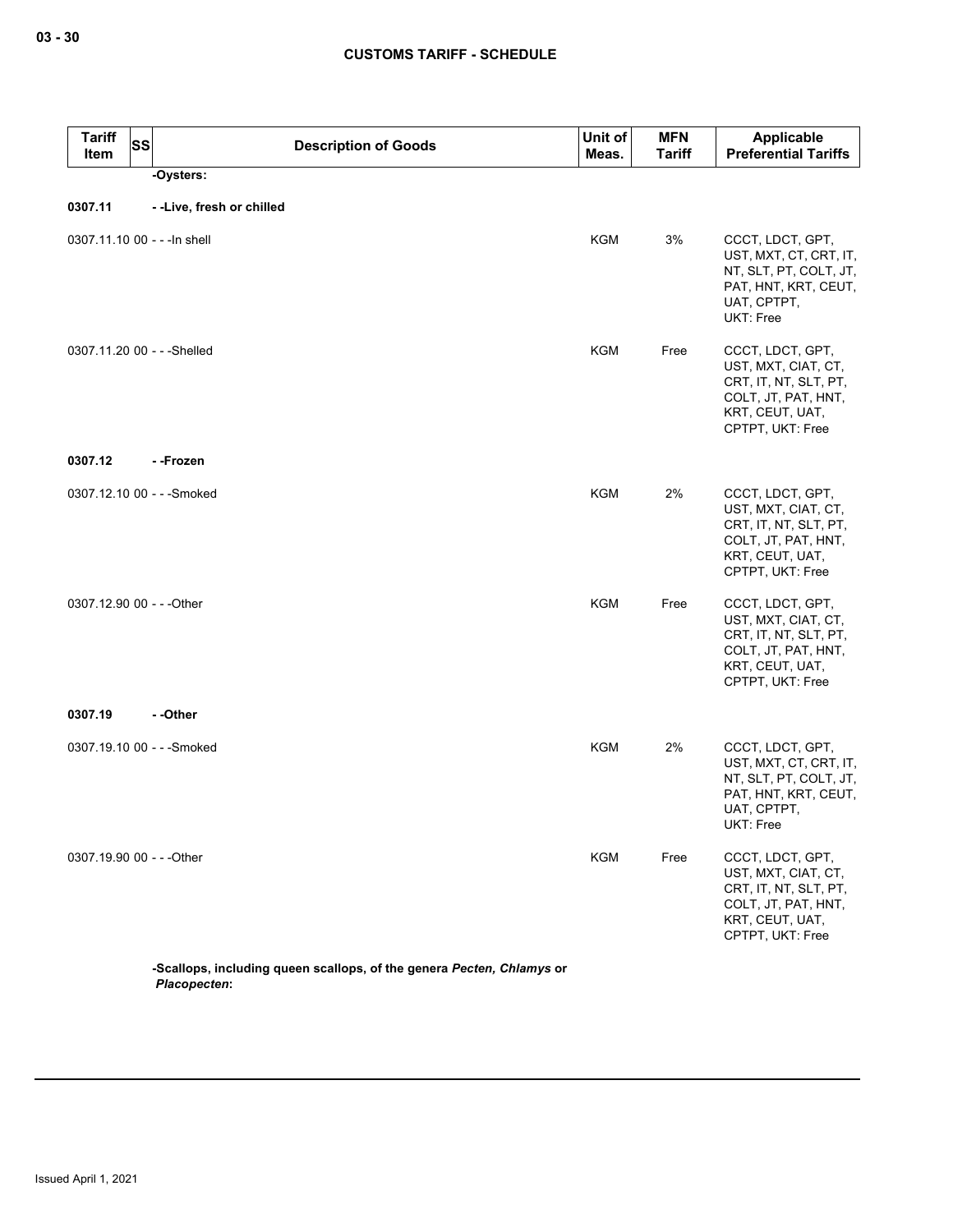| Tariff Item | SS | Description of Goods | Unit of Meas. | MFN Tariff | Applicable Preferential Tariffs |
|---|---|---|---|---|---|
| | | -Oysters: | | | |
| 0307.11 | | - -Live, fresh or chilled | | | |
| 0307.11.10 | 00 | - - -In shell | KGM | 3% | CCCT, LDCT, GPT, UST, MXT, CT, CRT, IT, NT, SLT, PT, COLT, JT, PAT, HNT, KRT, CEUT, UAT, CPTPT, UKT: Free |
| 0307.11.20 | 00 | - - -Shelled | KGM | Free | CCCT, LDCT, GPT, UST, MXT, CIAT, CT, CRT, IT, NT, SLT, PT, COLT, JT, PAT, HNT, KRT, CEUT, UAT, CPTPT, UKT: Free |
| 0307.12 | | - -Frozen | | | |
| 0307.12.10 | 00 | - - -Smoked | KGM | 2% | CCCT, LDCT, GPT, UST, MXT, CIAT, CT, CRT, IT, NT, SLT, PT, COLT, JT, PAT, HNT, KRT, CEUT, UAT, CPTPT, UKT: Free |
| 0307.12.90 | 00 | - - -Other | KGM | Free | CCCT, LDCT, GPT, UST, MXT, CIAT, CT, CRT, IT, NT, SLT, PT, COLT, JT, PAT, HNT, KRT, CEUT, UAT, CPTPT, UKT: Free |
| 0307.19 | | - -Other | | | |
| 0307.19.10 | 00 | - - -Smoked | KGM | 2% | CCCT, LDCT, GPT, UST, MXT, CT, CRT, IT, NT, SLT, PT, COLT, JT, PAT, HNT, KRT, CEUT, UAT, CPTPT, UKT: Free |
| 0307.19.90 | 00 | - - -Other | KGM | Free | CCCT, LDCT, GPT, UST, MXT, CIAT, CT, CRT, IT, NT, SLT, PT, COLT, JT, PAT, HNT, KRT, CEUT, UAT, CPTPT, UKT: Free |
| | | -Scallops, including queen scallops, of the genera *Pecten, Chlamys* or *Placopecten*: | | | |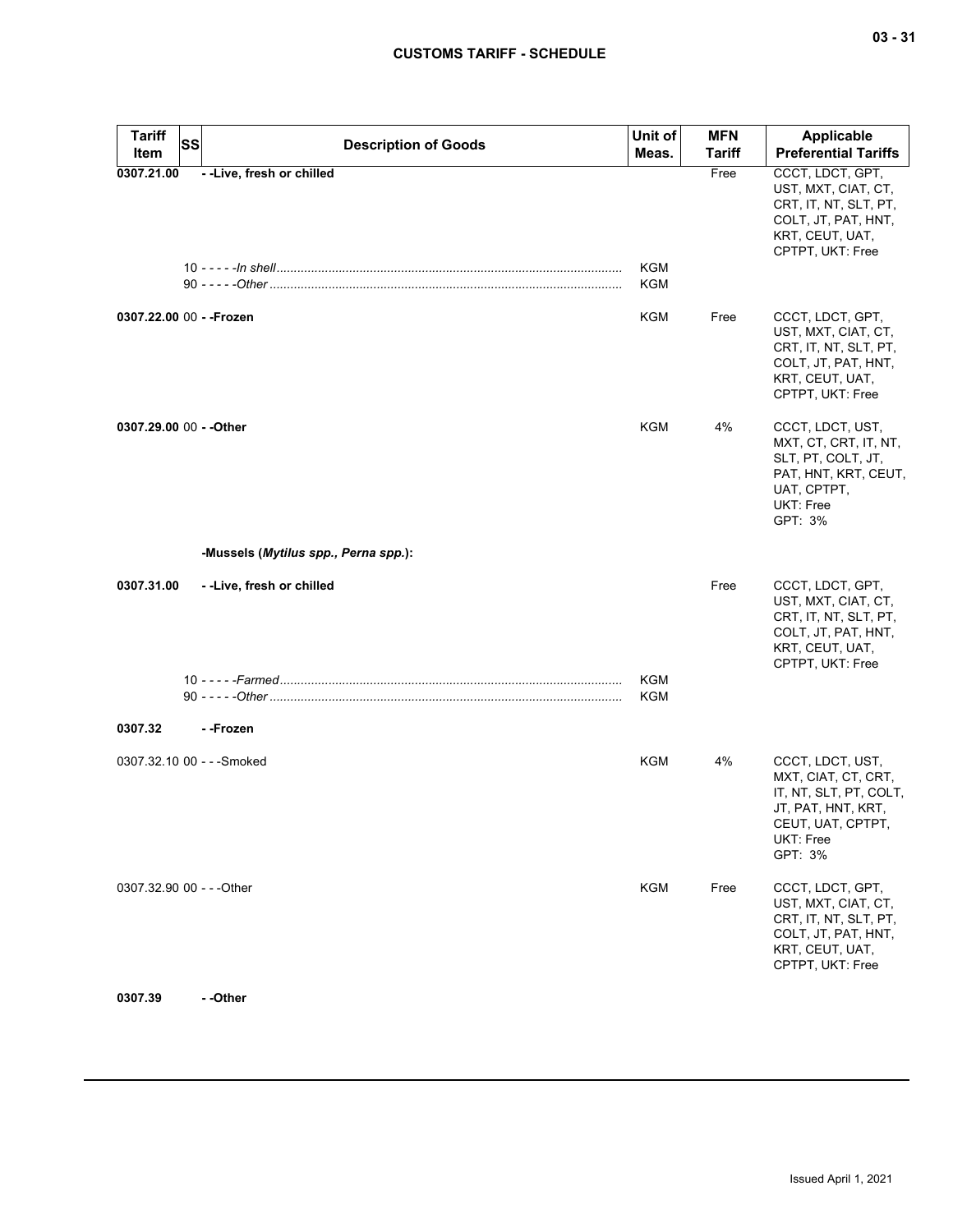| Tariff Item | SS | Description of Goods | Unit of Meas. | MFN Tariff | Applicable Preferential Tariffs |
|---|---|---|---|---|---|
| 0307.21.00 | | - -Live, fresh or chilled | | Free | CCCT, LDCT, GPT, UST, MXT, CIAT, CT, CRT, IT, NT, SLT, PT, COLT, JT, PAT, HNT, KRT, CEUT, UAT, CPTPT, UKT: Free |
| | 10 | - - - - -*In shell* | KGM | | |
| | 90 | - - - - -*Other* | KGM | | |
| 0307.22.00 | 00 | - -Frozen | KGM | Free | CCCT, LDCT, GPT, UST, MXT, CIAT, CT, CRT, IT, NT, SLT, PT, COLT, JT, PAT, HNT, KRT, CEUT, UAT, CPTPT, UKT: Free |
| 0307.29.00 | 00 | - -Other | KGM | 4% | CCCT, LDCT, UST, MXT, CT, CRT, IT, NT, SLT, PT, COLT, JT, PAT, HNT, KRT, CEUT, UAT, CPTPT, UKT: Free GPT: 3% |
| | | **-Mussels (*Mytilus spp., Perna spp.*):** | | | |
| 0307.31.00 | | - -Live, fresh or chilled | | Free | CCCT, LDCT, GPT, UST, MXT, CIAT, CT, CRT, IT, NT, SLT, PT, COLT, JT, PAT, HNT, KRT, CEUT, UAT, CPTPT, UKT: Free |
| | 10 | - - - - -*Farmed* | KGM | | |
| | 90 | - - - - -*Other* | KGM | | |
| 0307.32 | | - -Frozen | | | |
| 0307.32.10 | 00 | - - -Smoked | KGM | 4% | CCCT, LDCT, UST, MXT, CIAT, CT, CRT, IT, NT, SLT, PT, COLT, JT, PAT, HNT, KRT, CEUT, UAT, CPTPT, UKT: Free GPT: 3% |
| 0307.32.90 | 00 | - - -Other | KGM | Free | CCCT, LDCT, GPT, UST, MXT, CIAT, CT, CRT, IT, NT, SLT, PT, COLT, JT, PAT, HNT, KRT, CEUT, UAT, CPTPT, UKT: Free |
| 0307.39 | | - -Other | | | |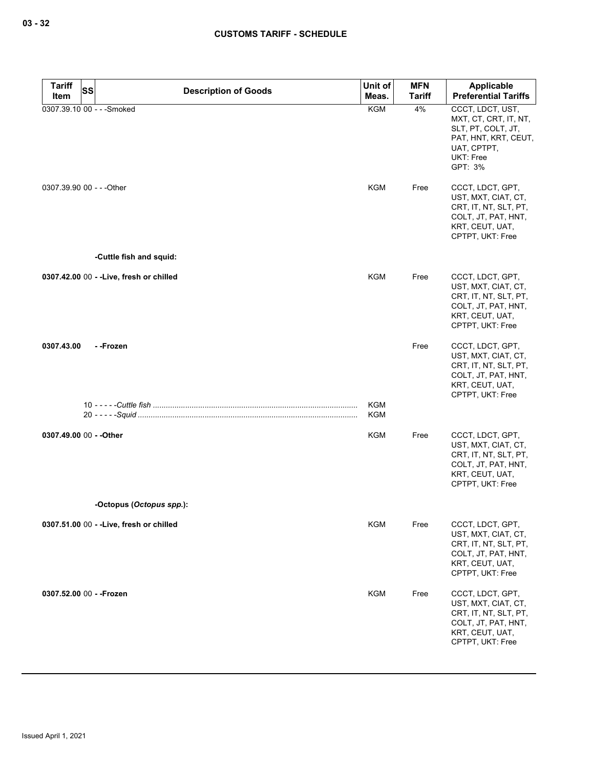| Tariff Item | SS | Description of Goods | Unit of Meas. | MFN Tariff | Applicable Preferential Tariffs |
|---|---|---|---|---|---|
| 0307.39.10 | 00 | - - -Smoked | KGM | 4% | CCCT, LDCT, UST, MXT, CT, CRT, IT, NT, SLT, PT, COLT, JT, PAT, HNT, KRT, CEUT, UAT, CPTPT, UKT: Free GPT: 3% |
| 0307.39.90 | 00 | - - -Other | KGM | Free | CCCT, LDCT, GPT, UST, MXT, CIAT, CT, CRT, IT, NT, SLT, PT, COLT, JT, PAT, HNT, KRT, CEUT, UAT, CPTPT, UKT: Free |
| | | **-Cuttle fish and squid:** | | | |
| **0307.42.00** | 00 | **- -Live, fresh or chilled** | KGM | Free | CCCT, LDCT, GPT, UST, MXT, CIAT, CT, CRT, IT, NT, SLT, PT, COLT, JT, PAT, HNT, KRT, CEUT, UAT, CPTPT, UKT: Free |
| **0307.43.00** | | **- -Frozen** | | Free | CCCT, LDCT, GPT, UST, MXT, CIAT, CT, CRT, IT, NT, SLT, PT, COLT, JT, PAT, HNT, KRT, CEUT, UAT, CPTPT, UKT: Free |
| | 10 | - - - - -*Cuttle fish* | KGM | | |
| | 20 | - - - - -*Squid* | KGM | | |
| **0307.49.00** | 00 | **- -Other** | KGM | Free | CCCT, LDCT, GPT, UST, MXT, CIAT, CT, CRT, IT, NT, SLT, PT, COLT, JT, PAT, HNT, KRT, CEUT, UAT, CPTPT, UKT: Free |
| | | **-Octopus (*Octopus spp.*):** | | | |
| **0307.51.00** | 00 | **- -Live, fresh or chilled** | KGM | Free | CCCT, LDCT, GPT, UST, MXT, CIAT, CT, CRT, IT, NT, SLT, PT, COLT, JT, PAT, HNT, KRT, CEUT, UAT, CPTPT, UKT: Free |
| **0307.52.00** | 00 | **- -Frozen** | KGM | Free | CCCT, LDCT, GPT, UST, MXT, CIAT, CT, CRT, IT, NT, SLT, PT, COLT, JT, PAT, HNT, KRT, CEUT, UAT, CPTPT, UKT: Free |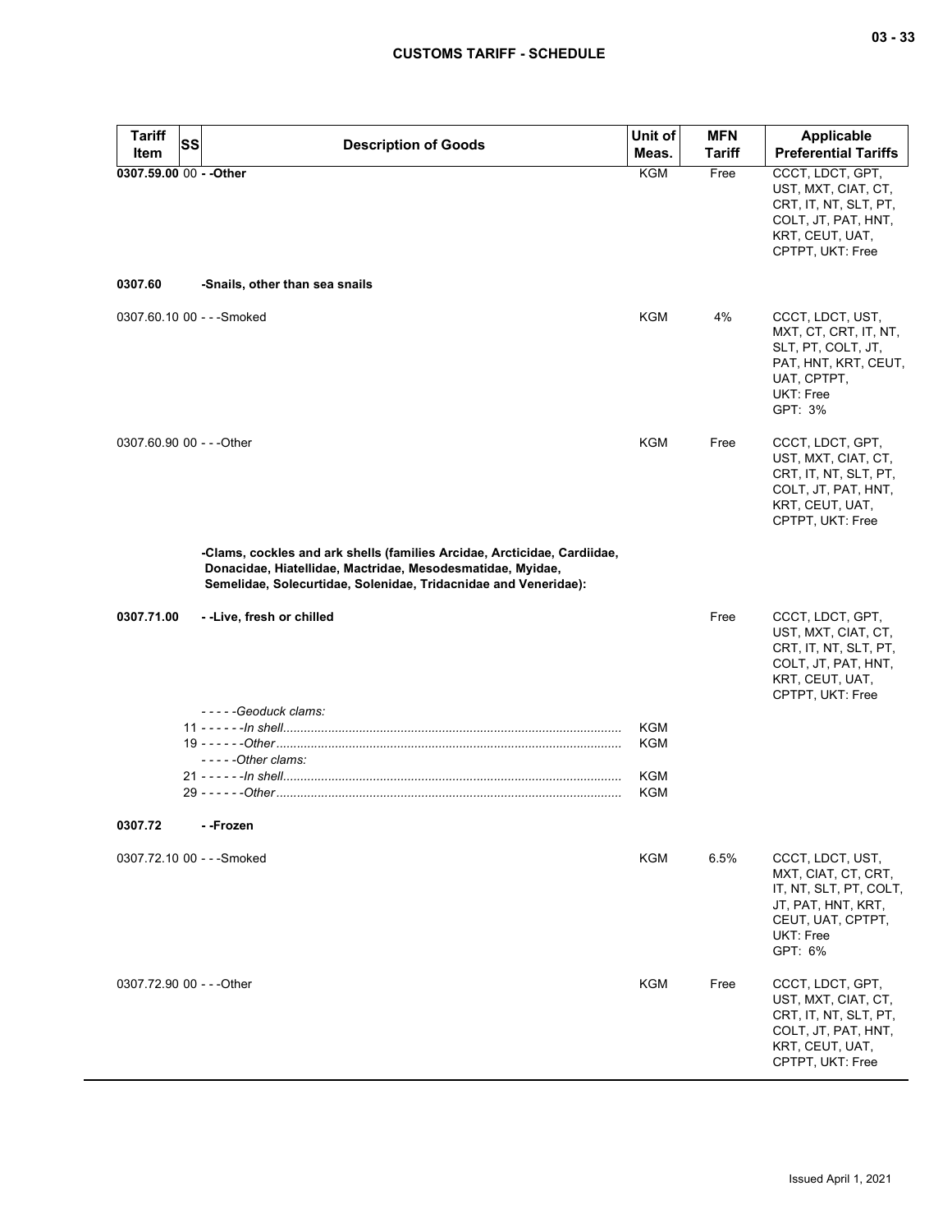| Tariff Item | SS | Description of Goods | Unit of Meas. | MFN Tariff | Applicable Preferential Tariffs |
|---|---|---|---|---|---|
| **0307.59.00** | 00 | **- -Other** | KGM | Free | CCCT, LDCT, GPT, UST, MXT, CIAT, CT, CRT, IT, NT, SLT, PT, COLT, JT, PAT, HNT, KRT, CEUT, UAT, CPTPT, UKT: Free |
| **0307.60** | | **-Snails, other than sea snails** | | | |
| 0307.60.10 | 00 | - - -Smoked | KGM | 4% | CCCT, LDCT, UST, MXT, CT, CRT, IT, NT, SLT, PT, COLT, JT, PAT, HNT, KRT, CEUT, UAT, CPTPT, UKT: Free<br>GPT: 3% |
| 0307.60.90 | 00 | - - -Other | KGM | Free | CCCT, LDCT, GPT, UST, MXT, CIAT, CT, CRT, IT, NT, SLT, PT, COLT, JT, PAT, HNT, KRT, CEUT, UAT, CPTPT, UKT: Free |
| | | **-Clams, cockles and ark shells (families Arcidae, Arcticidae, Cardiidae, Donacidae, Hiatellidae, Mactridae, Mesodesmatidae, Myidae, Semelidae, Solecurtidae, Solenidae, Tridacnidae and Veneridae):** | | | |
| **0307.71.00** | | **- -Live, fresh or chilled** | | Free | CCCT, LDCT, GPT, UST, MXT, CIAT, CT, CRT, IT, NT, SLT, PT, COLT, JT, PAT, HNT, KRT, CEUT, UAT, CPTPT, UKT: Free |
| | | *- - - - -Geoduck clams:* | | | |
| | 11 | *- - - - - -In shell* | KGM | | |
| | 19 | *- - - - - -Other* | KGM | | |
| | | *- - - - -Other clams:* | | | |
| | 21 | *- - - - - -In shell* | KGM | | |
| | 29 | *- - - - - -Other* | KGM | | |
| **0307.72** | | **- -Frozen** | | | |
| 0307.72.10 | 00 | - - -Smoked | KGM | 6.5% | CCCT, LDCT, UST, MXT, CIAT, CT, CRT, IT, NT, SLT, PT, COLT, JT, PAT, HNT, KRT, CEUT, UAT, CPTPT, UKT: Free<br>GPT: 6% |
| 0307.72.90 | 00 | - - -Other | KGM | Free | CCCT, LDCT, GPT, UST, MXT, CIAT, CT, CRT, IT, NT, SLT, PT, COLT, JT, PAT, HNT, KRT, CEUT, UAT, CPTPT, UKT: Free |

Issued April 1, 2021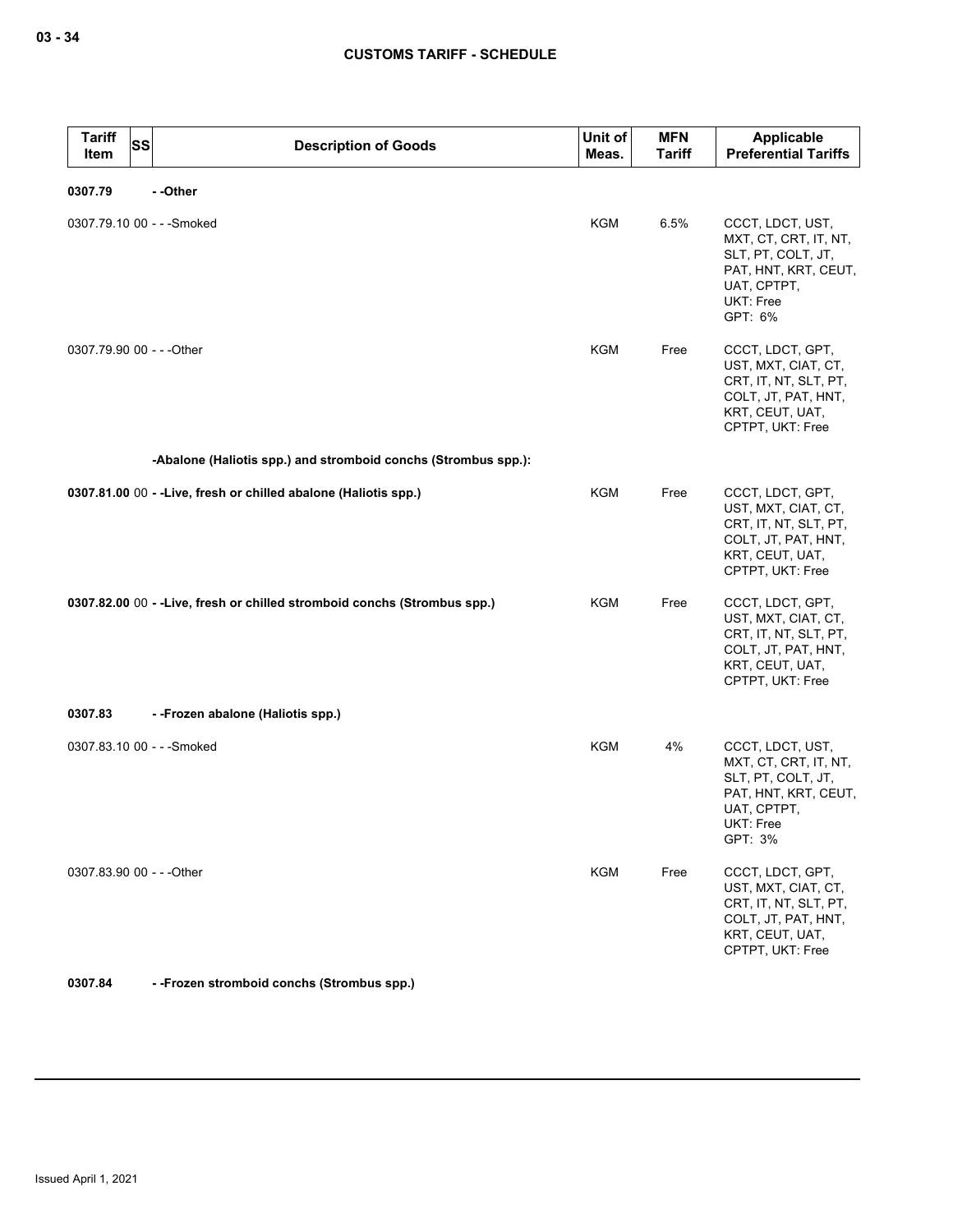| Tariff Item | SS | Description of Goods | Unit of Meas. | MFN Tariff | Applicable Preferential Tariffs |
|---|---|---|---|---|---|
| **0307.79** | | **- -Other** | | | |
| 0307.79.10 | 00 | - - -Smoked | KGM | 6.5% | CCCT, LDCT, UST, MXT, CT, CRT, IT, NT, SLT, PT, COLT, JT, PAT, HNT, KRT, CEUT, UAT, CPTPT, UKT: Free<br>GPT: 6% |
| 0307.79.90 | 00 | - - -Other | KGM | Free | CCCT, LDCT, GPT, UST, MXT, CIAT, CT, CRT, IT, NT, SLT, PT, COLT, JT, PAT, HNT, KRT, CEUT, UAT, CPTPT, UKT: Free |
| | | **-Abalone (Haliotis spp.) and stromboid conchs (Strombus spp.):** | | | |
| **0307.81.00** | 00 | **- -Live, fresh or chilled abalone (Haliotis spp.)** | KGM | Free | CCCT, LDCT, GPT, UST, MXT, CIAT, CT, CRT, IT, NT, SLT, PT, COLT, JT, PAT, HNT, KRT, CEUT, UAT, CPTPT, UKT: Free |
| **0307.82.00** | 00 | **- -Live, fresh or chilled stromboid conchs (Strombus spp.)** | KGM | Free | CCCT, LDCT, GPT, UST, MXT, CIAT, CT, CRT, IT, NT, SLT, PT, COLT, JT, PAT, HNT, KRT, CEUT, UAT, CPTPT, UKT: Free |
| **0307.83** | | **- -Frozen abalone (Haliotis spp.)** | | | |
| 0307.83.10 | 00 | - - -Smoked | KGM | 4% | CCCT, LDCT, UST, MXT, CT, CRT, IT, NT, SLT, PT, COLT, JT, PAT, HNT, KRT, CEUT, UAT, CPTPT, UKT: Free<br>GPT: 3% |
| 0307.83.90 | 00 | - - -Other | KGM | Free | CCCT, LDCT, GPT, UST, MXT, CIAT, CT, CRT, IT, NT, SLT, PT, COLT, JT, PAT, HNT, KRT, CEUT, UAT, CPTPT, UKT: Free |
| **0307.84** | | **- -Frozen stromboid conchs (Strombus spp.)** | | | |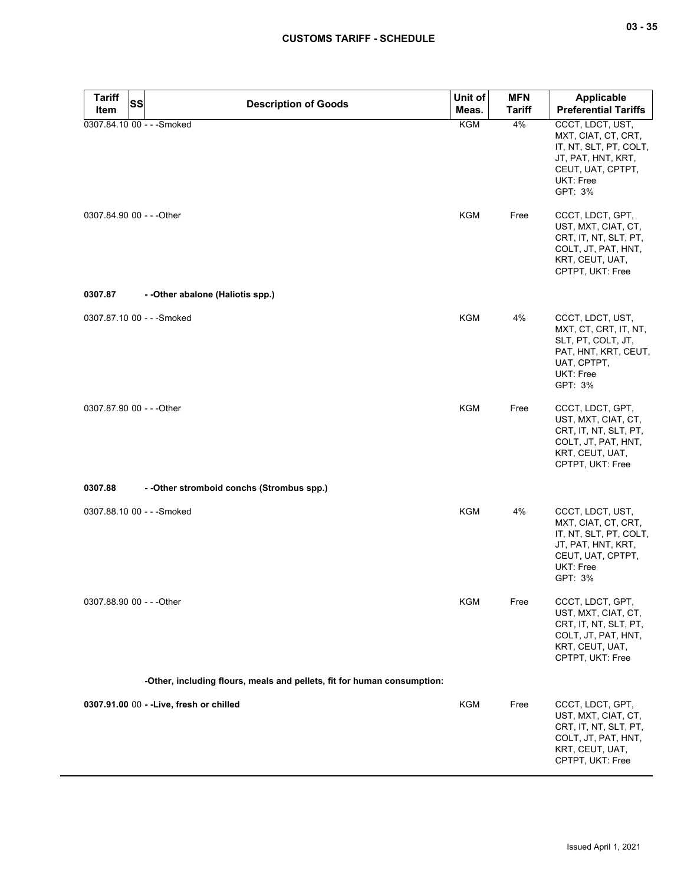| Tariff Item | SS | Description of Goods | Unit of Meas. | MFN Tariff | Applicable Preferential Tariffs |
|---|---|---|---|---|---|
| 0307.84.10 | 00 | - - -Smoked | KGM | 4% | CCCT, LDCT, UST, MXT, CIAT, CT, CRT, IT, NT, SLT, PT, COLT, JT, PAT, HNT, KRT, CEUT, UAT, CPTPT, UKT: Free<br>GPT: 3% |
| 0307.84.90 | 00 | - - -Other | KGM | Free | CCCT, LDCT, GPT, UST, MXT, CIAT, CT, CRT, IT, NT, SLT, PT, COLT, JT, PAT, HNT, KRT, CEUT, UAT, CPTPT, UKT: Free |
| **0307.87** | | **- -Other abalone (Haliotis spp.)** | | | |
| 0307.87.10 | 00 | - - -Smoked | KGM | 4% | CCCT, LDCT, UST, MXT, CT, CRT, IT, NT, SLT, PT, COLT, JT, PAT, HNT, KRT, CEUT, UAT, CPTPT, UKT: Free<br>GPT: 3% |
| 0307.87.90 | 00 | - - -Other | KGM | Free | CCCT, LDCT, GPT, UST, MXT, CIAT, CT, CRT, IT, NT, SLT, PT, COLT, JT, PAT, HNT, KRT, CEUT, UAT, CPTPT, UKT: Free |
| **0307.88** | | **- -Other stromboid conchs (Strombus spp.)** | | | |
| 0307.88.10 | 00 | - - -Smoked | KGM | 4% | CCCT, LDCT, UST, MXT, CIAT, CT, CRT, IT, NT, SLT, PT, COLT, JT, PAT, HNT, KRT, CEUT, UAT, CPTPT, UKT: Free<br>GPT: 3% |
| 0307.88.90 | 00 | - - -Other | KGM | Free | CCCT, LDCT, GPT, UST, MXT, CIAT, CT, CRT, IT, NT, SLT, PT, COLT, JT, PAT, HNT, KRT, CEUT, UAT, CPTPT, UKT: Free |
| | | **-Other, including flours, meals and pellets, fit for human consumption:** | | | |
| **0307.91.00** | 00 | **- -Live, fresh or chilled** | KGM | Free | CCCT, LDCT, GPT, UST, MXT, CIAT, CT, CRT, IT, NT, SLT, PT, COLT, JT, PAT, HNT, KRT, CEUT, UAT, CPTPT, UKT: Free |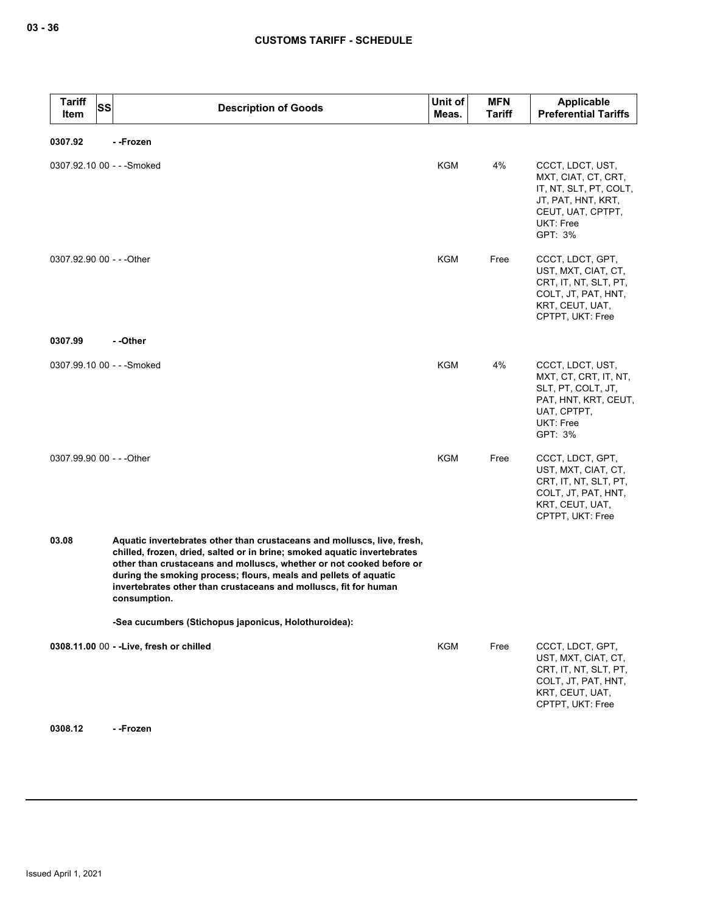| Tariff Item | SS | Description of Goods | Unit of Meas. | MFN Tariff | Applicable Preferential Tariffs |
|---|---|---|---|---|---|
| **0307.92** | | **- -Frozen** | | | |
| 0307.92.10 | 00 | - - -Smoked | KGM | 4% | CCCT, LDCT, UST, MXT, CIAT, CT, CRT, IT, NT, SLT, PT, COLT, JT, PAT, HNT, KRT, CEUT, UAT, CPTPT, UKT: Free<br>GPT: 3% |
| 0307.92.90 | 00 | - - -Other | KGM | Free | CCCT, LDCT, GPT, UST, MXT, CIAT, CT, CRT, IT, NT, SLT, PT, COLT, JT, PAT, HNT, KRT, CEUT, UAT, CPTPT, UKT: Free |
| **0307.99** | | **- -Other** | | | |
| 0307.99.10 | 00 | - - -Smoked | KGM | 4% | CCCT, LDCT, UST, MXT, CT, CRT, IT, NT, SLT, PT, COLT, JT, PAT, HNT, KRT, CEUT, UAT, CPTPT, UKT: Free<br>GPT: 3% |
| 0307.99.90 | 00 | - - -Other | KGM | Free | CCCT, LDCT, GPT, UST, MXT, CIAT, CT, CRT, IT, NT, SLT, PT, COLT, JT, PAT, HNT, KRT, CEUT, UAT, CPTPT, UKT: Free |
| **03.08** | | **Aquatic invertebrates other than crustaceans and molluscs, live, fresh, chilled, frozen, dried, salted or in brine; smoked aquatic invertebrates other than crustaceans and molluscs, whether or not cooked before or during the smoking process; flours, meals and pellets of aquatic invertebrates other than crustaceans and molluscs, fit for human consumption.** | | | |
| | | **-Sea cucumbers (Stichopus japonicus, Holothuroidea):** | | | |
| **0308.11.00** | 00 | **- -Live, fresh or chilled** | KGM | Free | CCCT, LDCT, GPT, UST, MXT, CIAT, CT, CRT, IT, NT, SLT, PT, COLT, JT, PAT, HNT, KRT, CEUT, UAT, CPTPT, UKT: Free |
| **0308.12** | | **- -Frozen** | | | |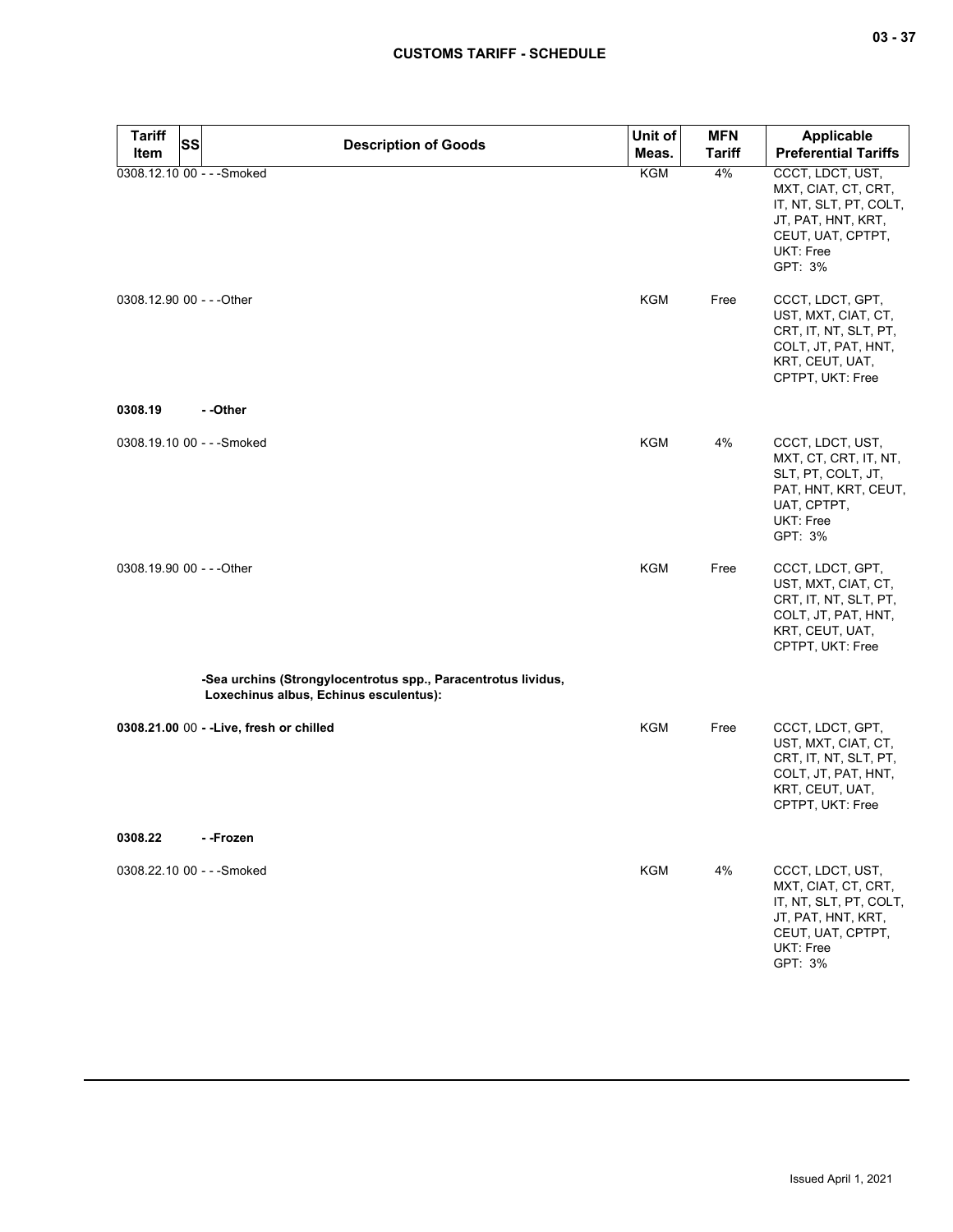| Tariff Item | SS | Description of Goods | Unit of Meas. | MFN Tariff | Applicable Preferential Tariffs |
|---|---|---|---|---|---|
| 0308.12.10 | 00 | - - -Smoked | KGM | 4% | CCCT, LDCT, UST, MXT, CIAT, CT, CRT, IT, NT, SLT, PT, COLT, JT, PAT, HNT, KRT, CEUT, UAT, CPTPT, UKT: Free<br>GPT: 3% |
| 0308.12.90 | 00 | - - -Other | KGM | Free | CCCT, LDCT, GPT, UST, MXT, CIAT, CT, CRT, IT, NT, SLT, PT, COLT, JT, PAT, HNT, KRT, CEUT, UAT, CPTPT, UKT: Free |
| **0308.19** | | **- -Other** | | | |
| 0308.19.10 | 00 | - - -Smoked | KGM | 4% | CCCT, LDCT, UST, MXT, CT, CRT, IT, NT, SLT, PT, COLT, JT, PAT, HNT, KRT, CEUT, UAT, CPTPT, UKT: Free<br>GPT: 3% |
| 0308.19.90 | 00 | - - -Other | KGM | Free | CCCT, LDCT, GPT, UST, MXT, CIAT, CT, CRT, IT, NT, SLT, PT, COLT, JT, PAT, HNT, KRT, CEUT, UAT, CPTPT, UKT: Free |
| | | **-Sea urchins (Strongylocentrotus spp., Paracentrotus lividus, Loxechinus albus, Echinus esculentus):** | | | |
| **0308.21.00** | 00 | **- -Live, fresh or chilled** | KGM | Free | CCCT, LDCT, GPT, UST, MXT, CIAT, CT, CRT, IT, NT, SLT, PT, COLT, JT, PAT, HNT, KRT, CEUT, UAT, CPTPT, UKT: Free |
| **0308.22** | | **- -Frozen** | | | |
| 0308.22.10 | 00 | - - -Smoked | KGM | 4% | CCCT, LDCT, UST, MXT, CIAT, CT, CRT, IT, NT, SLT, PT, COLT, JT, PAT, HNT, KRT, CEUT, UAT, CPTPT, UKT: Free<br>GPT: 3% |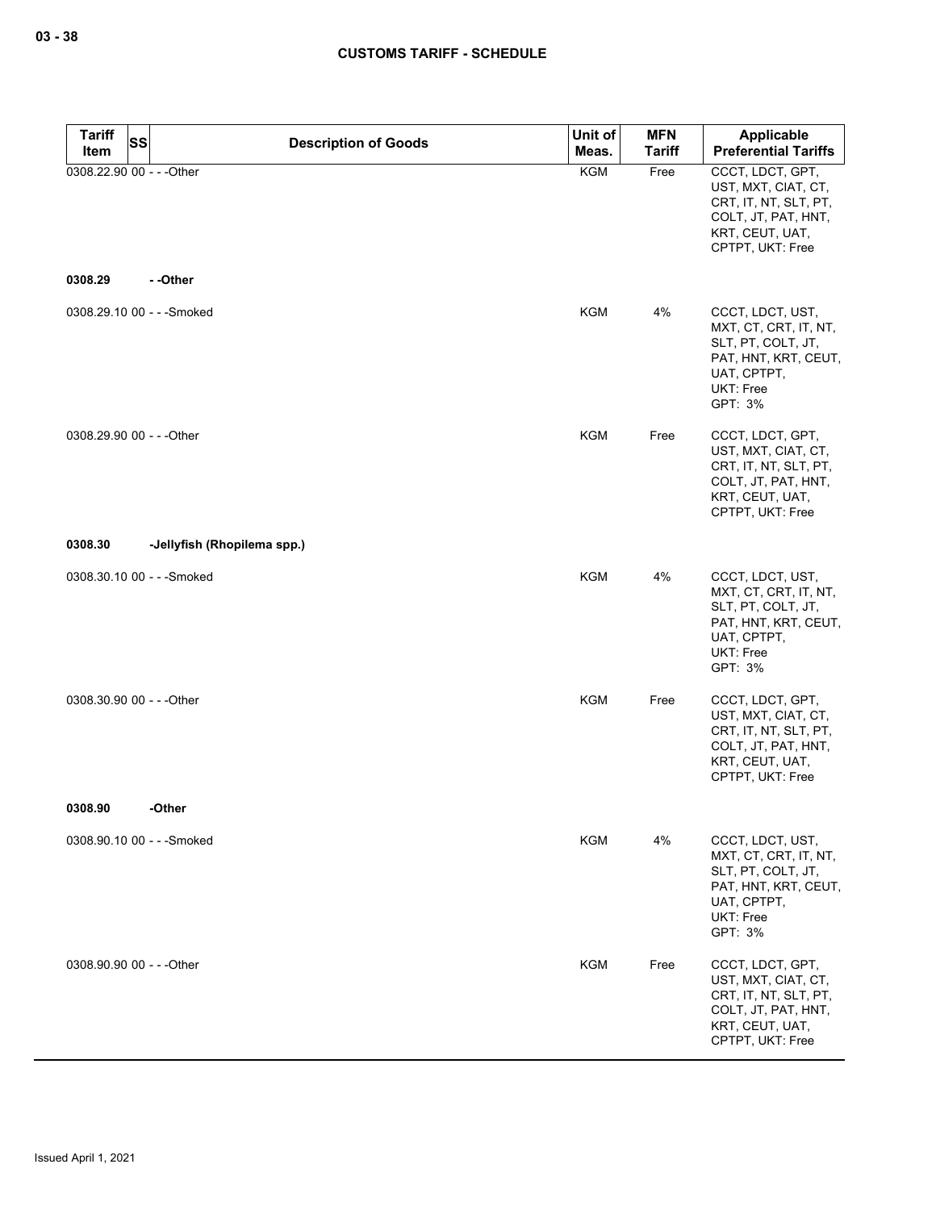| Tariff Item | SS | Description of Goods | Unit of Meas. | MFN Tariff | Applicable Preferential Tariffs |
|---|---|---|---|---|---|
| 0308.22.90 | 00 | - - -Other | KGM | Free | CCCT, LDCT, GPT, UST, MXT, CIAT, CT, CRT, IT, NT, SLT, PT, COLT, JT, PAT, HNT, KRT, CEUT, UAT, CPTPT, UKT: Free |
| **0308.29** | | **- -Other** | | | |
| 0308.29.10 | 00 | - - -Smoked | KGM | 4% | CCCT, LDCT, UST, MXT, CT, CRT, IT, NT, SLT, PT, COLT, JT, PAT, HNT, KRT, CEUT, UAT, CPTPT, UKT: Free<br>GPT: 3% |
| 0308.29.90 | 00 | - - -Other | KGM | Free | CCCT, LDCT, GPT, UST, MXT, CIAT, CT, CRT, IT, NT, SLT, PT, COLT, JT, PAT, HNT, KRT, CEUT, UAT, CPTPT, UKT: Free |
| **0308.30** | | **-Jellyfish (Rhopilema spp.)** | | | |
| 0308.30.10 | 00 | - - -Smoked | KGM | 4% | CCCT, LDCT, UST, MXT, CT, CRT, IT, NT, SLT, PT, COLT, JT, PAT, HNT, KRT, CEUT, UAT, CPTPT, UKT: Free<br>GPT: 3% |
| 0308.30.90 | 00 | - - -Other | KGM | Free | CCCT, LDCT, GPT, UST, MXT, CIAT, CT, CRT, IT, NT, SLT, PT, COLT, JT, PAT, HNT, KRT, CEUT, UAT, CPTPT, UKT: Free |
| **0308.90** | | **-Other** | | | |
| 0308.90.10 | 00 | - - -Smoked | KGM | 4% | CCCT, LDCT, UST, MXT, CT, CRT, IT, NT, SLT, PT, COLT, JT, PAT, HNT, KRT, CEUT, UAT, CPTPT, UKT: Free<br>GPT: 3% |
| 0308.90.90 | 00 | - - -Other | KGM | Free | CCCT, LDCT, GPT, UST, MXT, CIAT, CT, CRT, IT, NT, SLT, PT, COLT, JT, PAT, HNT, KRT, CEUT, UAT, CPTPT, UKT: Free |